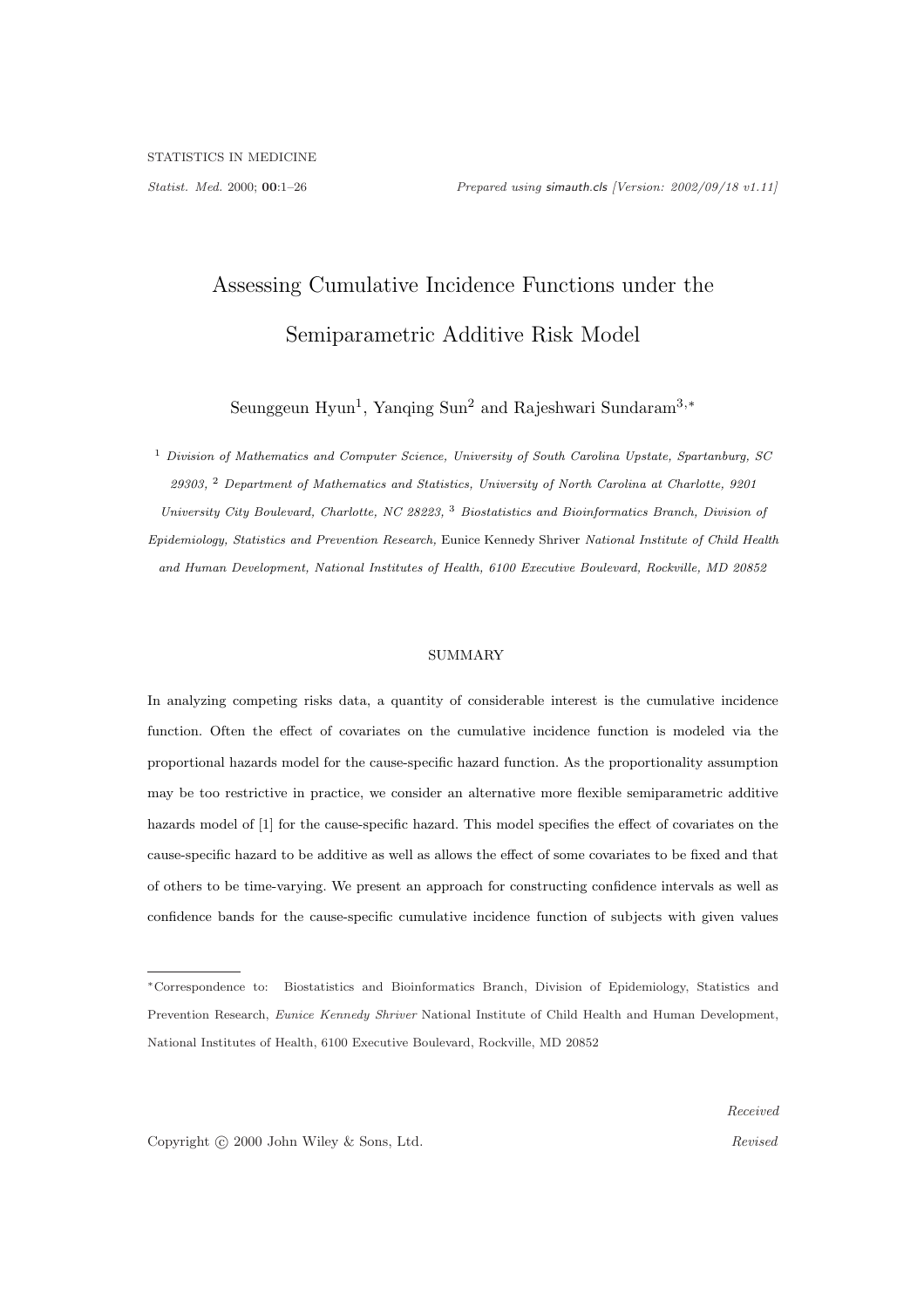# Assessing Cumulative Incidence Functions under the Semiparametric Additive Risk Model

Seunggeun Hyun[1], Yanqing Sun[2] and Rajeshwari Sundaram[3,*]

[1] *Division of Mathematics and Computer Science, University of South Carolina Upstate, Spartanburg, SC 29303,* [2] *Department of Mathematics and Statistics, University of North Carolina at Charlotte, 9201 University City Boulevard, Charlotte, NC 28223,* [3] *Biostatistics and Bioinformatics Branch, Division of Epidemiology, Statistics and Prevention Research,* Eunice Kennedy Shriver *National Institute of Child Health and Human Development, National Institutes of Health, 6100 Executive Boulevard, Rockville, MD 20852*

## SUMMARY

In analyzing competing risks data, a quantity of considerable interest is the cumulative incidence function. Often the effect of covariates on the cumulative incidence function is modeled via the proportional hazards model for the cause-specific hazard function. As the proportionality assumption may be too restrictive in practice, we consider an alternative more flexible semiparametric additive hazards model of [1] for the cause-specific hazard. This model specifies the effect of covariates on the cause-specific hazard to be additive as well as allows the effect of some covariates to be fixed and that of others to be time-varying. We present an approach for constructing confidence intervals as well as confidence bands for the cause-specific cumulative incidence function of subjects with given values

---

*Correspondence to: Biostatistics and Bioinformatics Branch, Division of Epidemiology, Statistics and Prevention Research, *Eunice Kennedy Shriver* National Institute of Child Health and Human Development, National Institutes of Health, 6100 Executive Boulevard, Rockville, MD 20852

Copyright © 2000 John Wiley & Sons, Ltd.

*Received*

*Revised*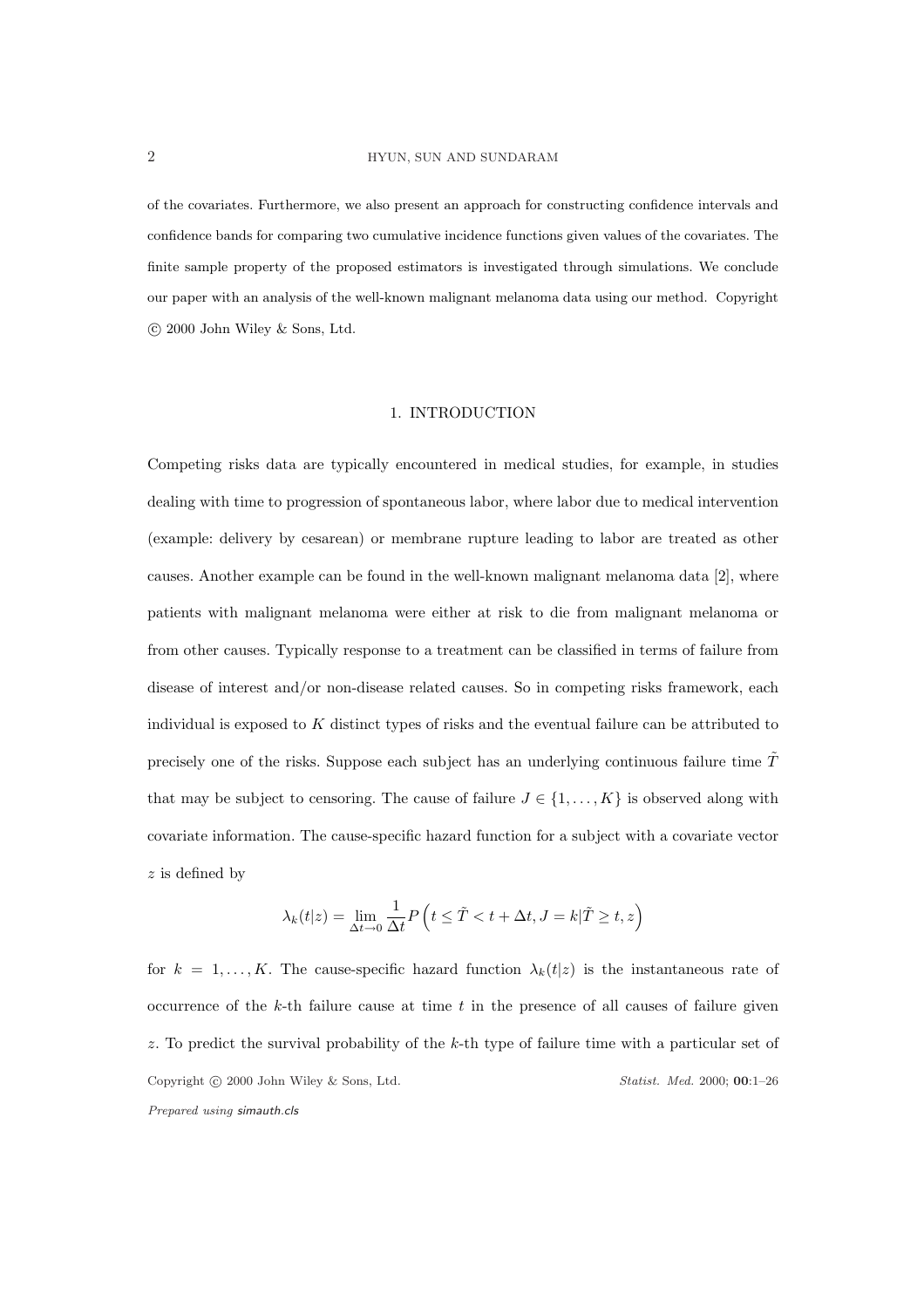of the covariates. Furthermore, we also present an approach for constructing confidence intervals and confidence bands for comparing two cumulative incidence functions given values of the covariates. The finite sample property of the proposed estimators is investigated through simulations. We conclude our paper with an analysis of the well-known malignant melanoma data using our method. Copyright © 2000 John Wiley & Sons, Ltd.

## 1. INTRODUCTION

Competing risks data are typically encountered in medical studies, for example, in studies dealing with time to progression of spontaneous labor, where labor due to medical intervention (example: delivery by cesarean) or membrane rupture leading to labor are treated as other causes. Another example can be found in the well-known malignant melanoma data [2], where patients with malignant melanoma were either at risk to die from malignant melanoma or from other causes. Typically response to a treatment can be classified in terms of failure from disease of interest and/or non-disease related causes. So in competing risks framework, each individual is exposed to $K$ distinct types of risks and the eventual failure can be attributed to precisely one of the risks. Suppose each subject has an underlying continuous failure time $\tilde{T}$ that may be subject to censoring. The cause of failure $J \in \{1, \ldots, K\}$ is observed along with covariate information. The cause-specific hazard function for a subject with a covariate vector $z$ is defined by

$$\lambda_k(t|z) = \lim_{\Delta t \to 0} \frac{1}{\Delta t} P\left(t \leq \tilde{T} < t + \Delta t, J = k | \tilde{T} \geq t, z\right)$$

for $k = 1, \ldots, K$. The cause-specific hazard function $\lambda_k(t|z)$ is the instantaneous rate of occurrence of the $k$-th failure cause at time $t$ in the presence of all causes of failure given $z$. To predict the survival probability of the $k$-th type of failure time with a particular set of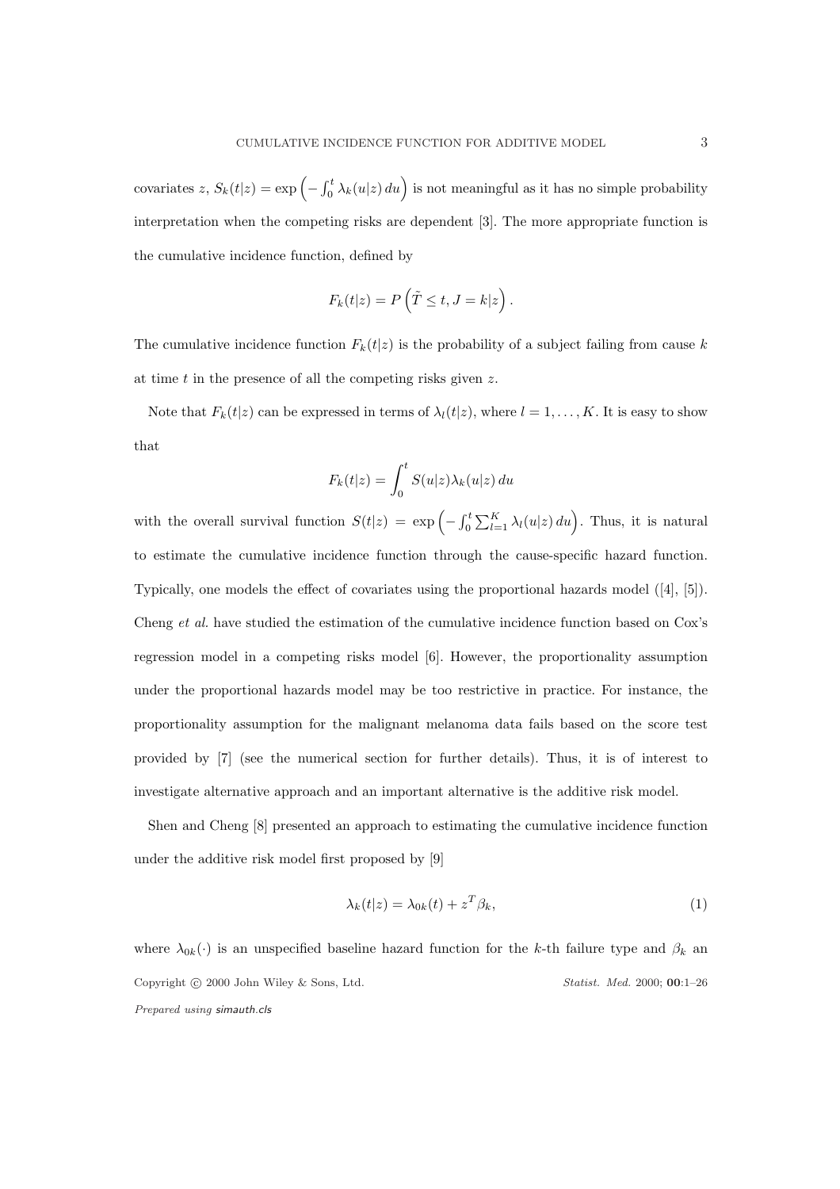covariates $z$, $S_k(t|z) = \exp\left(-\int_0^t \lambda_k(u|z)\,du\right)$ is not meaningful as it has no simple probability interpretation when the competing risks are dependent [3]. The more appropriate function is the cumulative incidence function, defined by

$$F_k(t|z) = P\left(\tilde{T} \leq t, J = k|z\right).$$

The cumulative incidence function $F_k(t|z)$ is the probability of a subject failing from cause $k$ at time $t$ in the presence of all the competing risks given $z$.

Note that $F_k(t|z)$ can be expressed in terms of $\lambda_l(t|z)$, where $l = 1, \ldots, K$. It is easy to show that

$$F_k(t|z) = \int_0^t S(u|z)\lambda_k(u|z)\,du$$

with the overall survival function $S(t|z) = \exp\left(-\int_0^t \sum_{l=1}^K \lambda_l(u|z)\,du\right)$. Thus, it is natural to estimate the cumulative incidence function through the cause-specific hazard function. Typically, one models the effect of covariates using the proportional hazards model ([4], [5]). Cheng *et al.* have studied the estimation of the cumulative incidence function based on Cox's regression model in a competing risks model [6]. However, the proportionality assumption under the proportional hazards model may be too restrictive in practice. For instance, the proportionality assumption for the malignant melanoma data fails based on the score test provided by [7] (see the numerical section for further details). Thus, it is of interest to investigate alternative approach and an important alternative is the additive risk model.

Shen and Cheng [8] presented an approach to estimating the cumulative incidence function under the additive risk model first proposed by [9]

$$\lambda_k(t|z) = \lambda_{0k}(t) + z^T\beta_k, \tag{1}$$

where $\lambda_{0k}(\cdot)$ is an unspecified baseline hazard function for the $k$-th failure type and $\beta_k$ an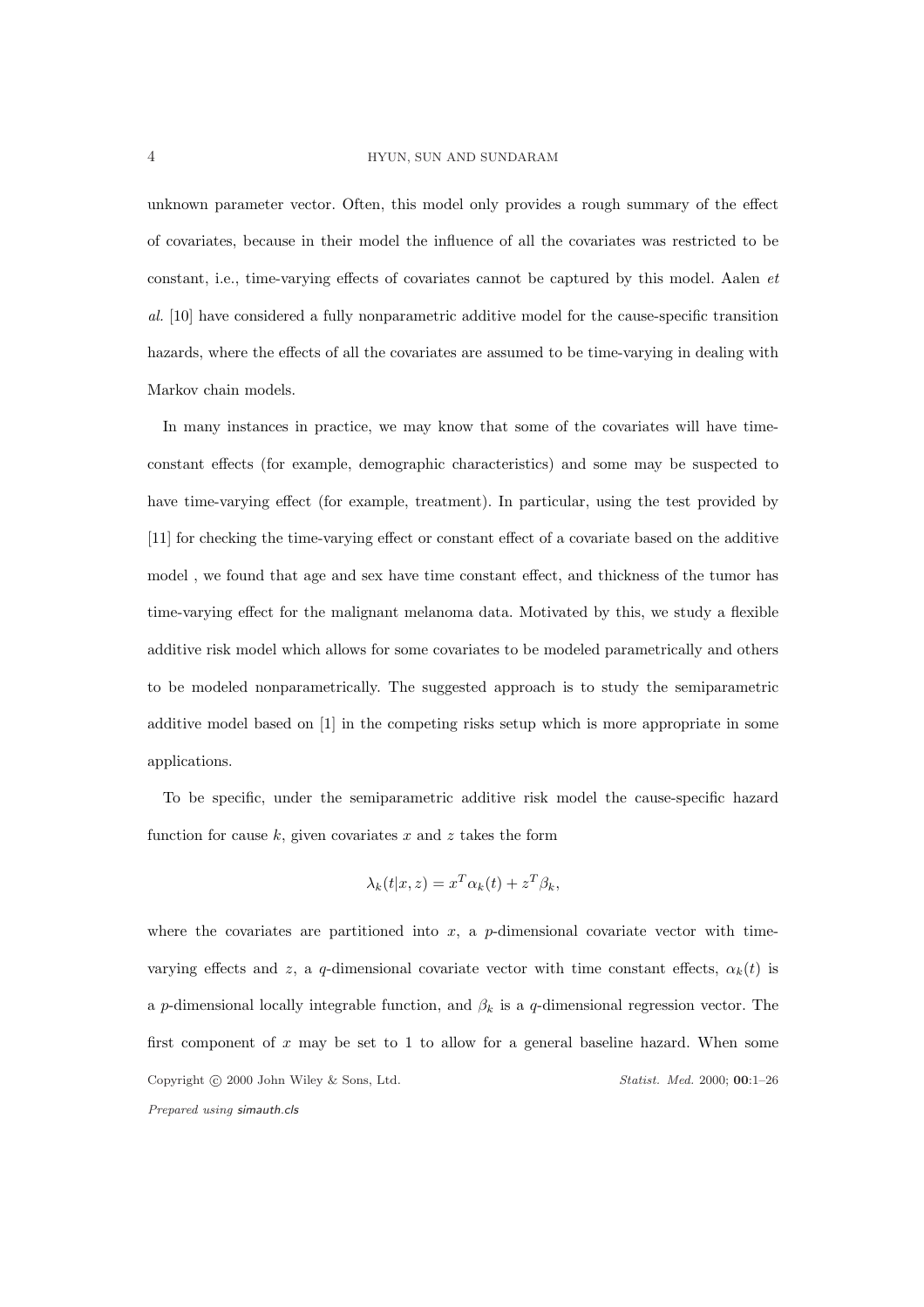unknown parameter vector. Often, this model only provides a rough summary of the effect of covariates, because in their model the influence of all the covariates was restricted to be constant, i.e., time-varying effects of covariates cannot be captured by this model. Aalen *et al.* [10] have considered a fully nonparametric additive model for the cause-specific transition hazards, where the effects of all the covariates are assumed to be time-varying in dealing with Markov chain models.

In many instances in practice, we may know that some of the covariates will have time-constant effects (for example, demographic characteristics) and some may be suspected to have time-varying effect (for example, treatment). In particular, using the test provided by [11] for checking the time-varying effect or constant effect of a covariate based on the additive model , we found that age and sex have time constant effect, and thickness of the tumor has time-varying effect for the malignant melanoma data. Motivated by this, we study a flexible additive risk model which allows for some covariates to be modeled parametrically and others to be modeled nonparametrically. The suggested approach is to study the semiparametric additive model based on [1] in the competing risks setup which is more appropriate in some applications.

To be specific, under the semiparametric additive risk model the cause-specific hazard function for cause $k$, given covariates $x$ and $z$ takes the form

$$\lambda_k(t|x, z) = x^T \alpha_k(t) + z^T \beta_k,$$

where the covariates are partitioned into $x$, a $p$-dimensional covariate vector with time-varying effects and $z$, a $q$-dimensional covariate vector with time constant effects, $\alpha_k(t)$ is a $p$-dimensional locally integrable function, and $\beta_k$ is a $q$-dimensional regression vector. The first component of $x$ may be set to 1 to allow for a general baseline hazard. When some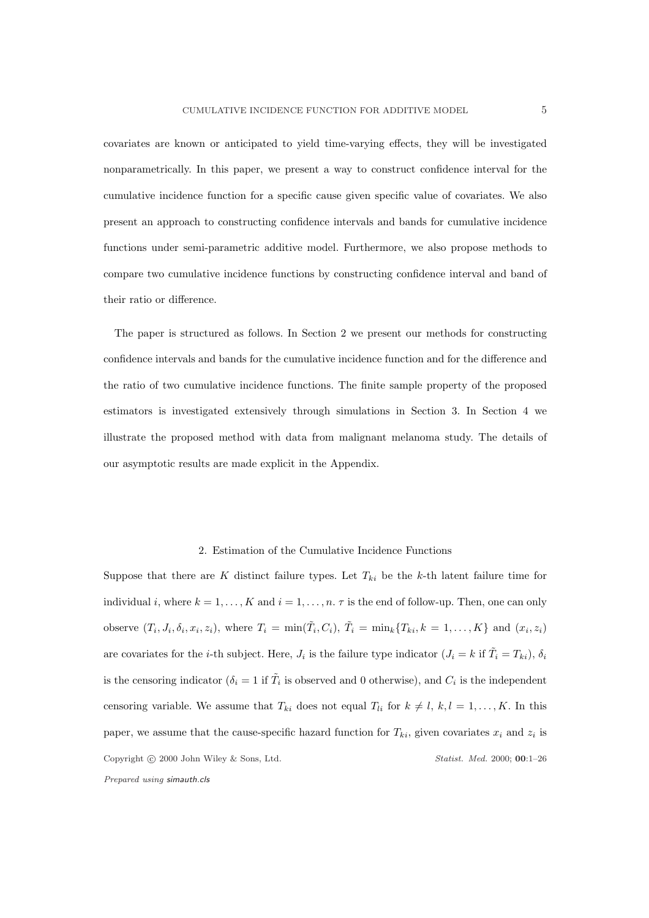covariates are known or anticipated to yield time-varying effects, they will be investigated nonparametrically. In this paper, we present a way to construct confidence interval for the cumulative incidence function for a specific cause given specific value of covariates. We also present an approach to constructing confidence intervals and bands for cumulative incidence functions under semi-parametric additive model. Furthermore, we also propose methods to compare two cumulative incidence functions by constructing confidence interval and band of their ratio or difference.

The paper is structured as follows. In Section 2 we present our methods for constructing confidence intervals and bands for the cumulative incidence function and for the difference and the ratio of two cumulative incidence functions. The finite sample property of the proposed estimators is investigated extensively through simulations in Section 3. In Section 4 we illustrate the proposed method with data from malignant melanoma study. The details of our asymptotic results are made explicit in the Appendix.

## 2. Estimation of the Cumulative Incidence Functions

Suppose that there are $K$ distinct failure types. Let $T_{ki}$ be the $k$-th latent failure time for individual $i$, where $k = 1, \ldots, K$ and $i = 1, \ldots, n$. $\tau$ is the end of follow-up. Then, one can only observe $(T_i, J_i, \delta_i, x_i, z_i)$, where $T_i = \min(\tilde{T}_i, C_i)$, $\tilde{T}_i = \min_k\{T_{ki}, k = 1, \ldots, K\}$ and $(x_i, z_i)$ are covariates for the $i$-th subject. Here, $J_i$ is the failure type indicator ($J_i = k$ if $\tilde{T}_i = T_{ki}$), $\delta_i$ is the censoring indicator ($\delta_i = 1$ if $\tilde{T}_i$ is observed and 0 otherwise), and $C_i$ is the independent censoring variable. We assume that $T_{ki}$ does not equal $T_{li}$ for $k \neq l$, $k, l = 1, \ldots, K$. In this paper, we assume that the cause-specific hazard function for $T_{ki}$, given covariates $x_i$ and $z_i$ is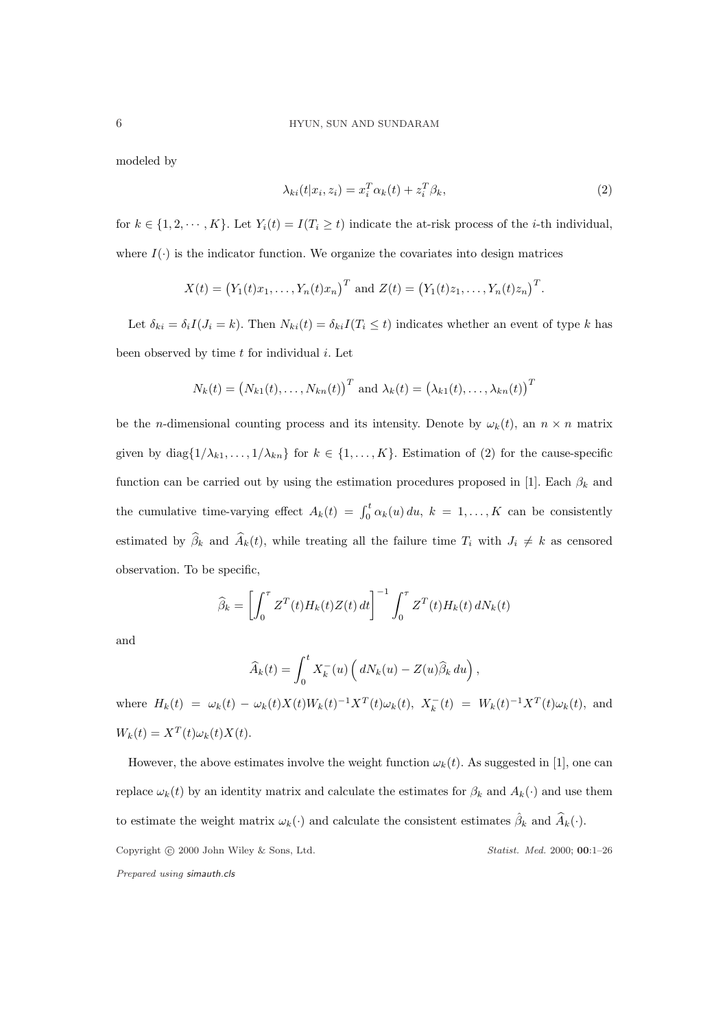modeled by

$$\lambda_{ki}(t|x_i, z_i) = x_i^T \alpha_k(t) + z_i^T \beta_k, \tag{2}$$

for $k \in \{1, 2, \cdots, K\}$. Let $Y_i(t) = I(T_i \geq t)$ indicate the at-risk process of the $i$-th individual, where $I(\cdot)$ is the indicator function. We organize the covariates into design matrices

$$X(t) = \big(Y_1(t)x_1, \ldots, Y_n(t)x_n\big)^T \text{ and } Z(t) = \big(Y_1(t)z_1, \ldots, Y_n(t)z_n\big)^T.$$

Let $\delta_{ki} = \delta_i I(J_i = k)$. Then $N_{ki}(t) = \delta_{ki} I(T_i \leq t)$ indicates whether an event of type $k$ has been observed by time $t$ for individual $i$. Let

$$N_k(t) = \big(N_{k1}(t), \ldots, N_{kn}(t)\big)^T \text{ and } \lambda_k(t) = \big(\lambda_{k1}(t), \ldots, \lambda_{kn}(t)\big)^T$$

be the $n$-dimensional counting process and its intensity. Denote by $\omega_k(t)$, an $n \times n$ matrix given by $\text{diag}\{1/\lambda_{k1}, \ldots, 1/\lambda_{kn}\}$ for $k \in \{1, \ldots, K\}$. Estimation of (2) for the cause-specific function can be carried out by using the estimation procedures proposed in [1]. Each $\beta_k$ and the cumulative time-varying effect $A_k(t) = \int_0^t \alpha_k(u)\, du$, $k = 1, \ldots, K$ can be consistently estimated by $\widehat{\beta}_k$ and $\widehat{A}_k(t)$, while treating all the failure time $T_i$ with $J_i \neq k$ as censored observation. To be specific,

$$\widehat{\beta}_k = \left[\int_0^\tau Z^T(t) H_k(t) Z(t)\, dt\right]^{-1} \int_0^\tau Z^T(t) H_k(t)\, dN_k(t)$$

and

$$\widehat{A}_k(t) = \int_0^t X_k^-(u) \left( dN_k(u) - Z(u)\widehat{\beta}_k\, du \right),$$

where $H_k(t) = \omega_k(t) - \omega_k(t) X(t) W_k(t)^{-1} X^T(t) \omega_k(t)$, $X_k^-(t) = W_k(t)^{-1} X^T(t) \omega_k(t)$, and $W_k(t) = X^T(t) \omega_k(t) X(t)$.

However, the above estimates involve the weight function $\omega_k(t)$. As suggested in [1], one can replace $\omega_k(t)$ by an identity matrix and calculate the estimates for $\beta_k$ and $A_k(\cdot)$ and use them to estimate the weight matrix $\omega_k(\cdot)$ and calculate the consistent estimates $\hat{\beta}_k$ and $\widehat{A}_k(\cdot)$.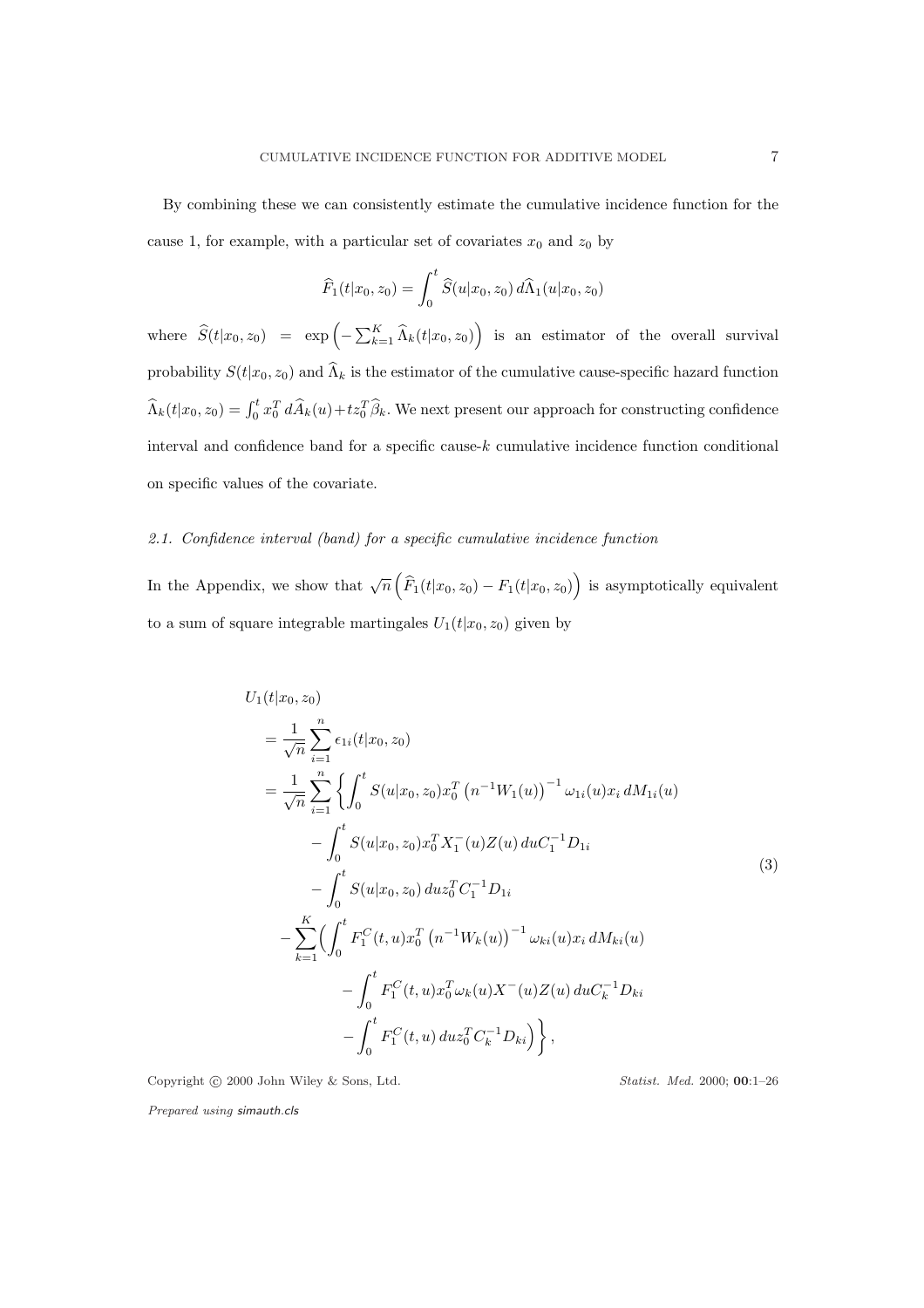By combining these we can consistently estimate the cumulative incidence function for the cause 1, for example, with a particular set of covariates $x_0$ and $z_0$ by

$$\widehat{F}_1(t|x_0, z_0) = \int_0^t \widehat{S}(u|x_0, z_0)\, d\widehat{\Lambda}_1(u|x_0, z_0)$$

where $\widehat{S}(t|x_0, z_0) = \exp\left(-\sum_{k=1}^{K} \widehat{\Lambda}_k(t|x_0, z_0)\right)$ is an estimator of the overall survival probability $S(t|x_0, z_0)$ and $\widehat{\Lambda}_k$ is the estimator of the cumulative cause-specific hazard function $\widehat{\Lambda}_k(t|x_0, z_0) = \int_0^t x_0^T\, d\widehat{A}_k(u) + t z_0^T \widehat{\beta}_k$. We next present our approach for constructing confidence interval and confidence band for a specific cause-$k$ cumulative incidence function conditional on specific values of the covariate.

### *2.1. Confidence interval (band) for a specific cumulative incidence function*

In the Appendix, we show that $\sqrt{n}\left(\widehat{F}_1(t|x_0, z_0) - F_1(t|x_0, z_0)\right)$ is asymptotically equivalent to a sum of square integrable martingales $U_1(t|x_0, z_0)$ given by

$$
\begin{aligned}
&U_1(t|x_0, z_0) \\
&= \frac{1}{\sqrt{n}} \sum_{i=1}^{n} \epsilon_{1i}(t|x_0, z_0) \\
&= \frac{1}{\sqrt{n}} \sum_{i=1}^{n} \left\{ \int_0^t S(u|x_0, z_0) x_0^T \left(n^{-1} W_1(u)\right)^{-1} \omega_{1i}(u) x_i \, dM_{1i}(u) \right. \\
&\qquad - \int_0^t S(u|x_0, z_0) x_0^T X_1^{-}(u) Z(u)\, du C_1^{-1} D_{1i} \\
&\qquad - \int_0^t S(u|x_0, z_0)\, du z_0^T C_1^{-1} D_{1i} \\
&\quad - \sum_{k=1}^{K} \Big( \int_0^t F_1^C(t, u) x_0^T \left(n^{-1} W_k(u)\right)^{-1} \omega_{ki}(u) x_i \, dM_{ki}(u) \\
&\qquad - \int_0^t F_1^C(t, u) x_0^T \omega_k(u) X^{-}(u) Z(u)\, du C_k^{-1} D_{ki} \\
&\qquad \left. - \int_0^t F_1^C(t, u)\, du z_0^T C_k^{-1} D_{ki} \Big) \right\},
\end{aligned}
\tag{3}
$$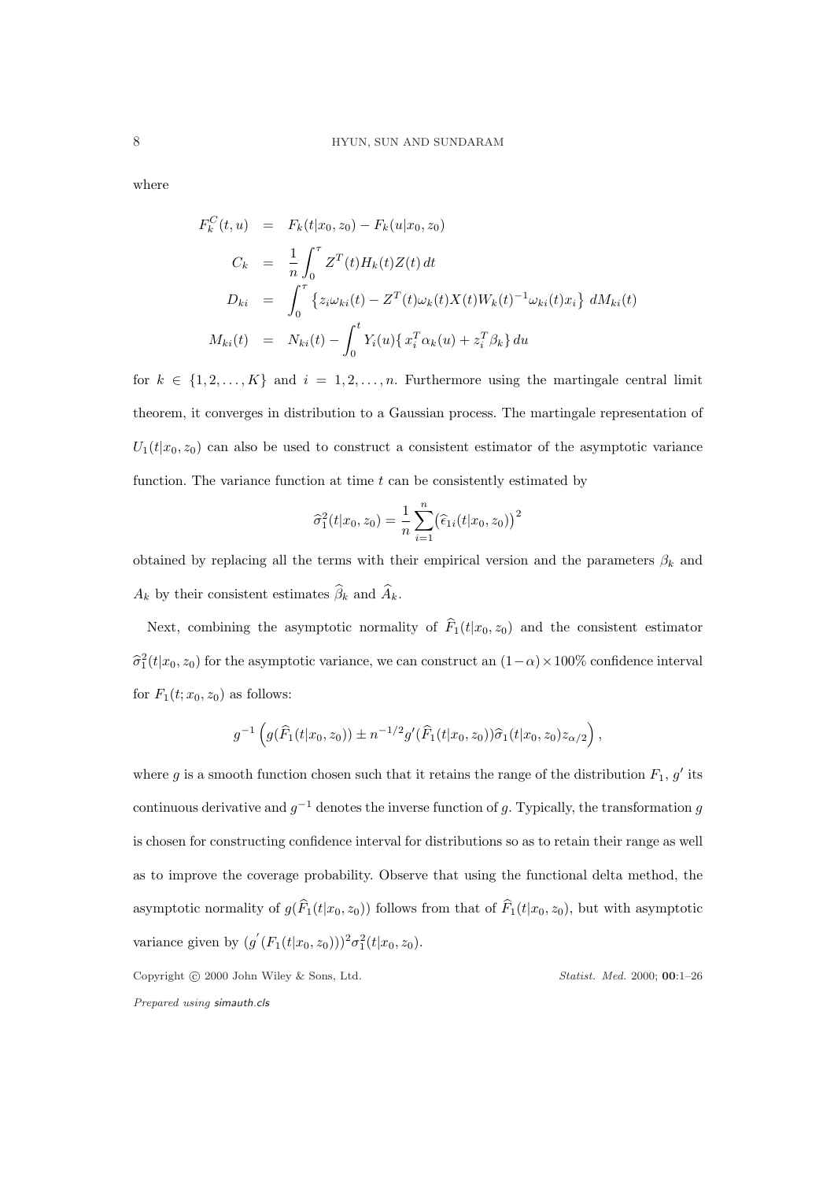where

$$
\begin{aligned}
F_k^C(t,u) &= F_k(t|x_0,z_0) - F_k(u|x_0,z_0) \\
C_k &= \frac{1}{n}\int_0^\tau Z^T(t)H_k(t)Z(t)\,dt \\
D_{ki} &= \int_0^\tau \left\{ z_i\omega_{ki}(t) - Z^T(t)\omega_k(t)X(t)W_k(t)^{-1}\omega_{ki}(t)x_i \right\} \, dM_{ki}(t) \\
M_{ki}(t) &= N_{ki}(t) - \int_0^t Y_i(u)\{\, x_i^T\alpha_k(u) + z_i^T\beta_k\}\,du
\end{aligned}
$$

for $k \in \{1,2,\ldots,K\}$ and $i = 1,2,\ldots,n$. Furthermore using the martingale central limit theorem, it converges in distribution to a Gaussian process. The martingale representation of $U_1(t|x_0,z_0)$ can also be used to construct a consistent estimator of the asymptotic variance function. The variance function at time $t$ can be consistently estimated by

$$
\widehat{\sigma}_1^2(t|x_0,z_0) = \frac{1}{n}\sum_{i=1}^n \left(\widehat{\epsilon}_{1i}(t|x_0,z_0)\right)^2
$$

obtained by replacing all the terms with their empirical version and the parameters $\beta_k$ and $A_k$ by their consistent estimates $\widehat{\beta}_k$ and $\widehat{A}_k$.

Next, combining the asymptotic normality of $\widehat{F}_1(t|x_0,z_0)$ and the consistent estimator $\widehat{\sigma}_1^2(t|x_0,z_0)$ for the asymptotic variance, we can construct an $(1-\alpha)\times 100\%$ confidence interval for $F_1(t;x_0,z_0)$ as follows:

$$
g^{-1}\left( g(\widehat{F}_1(t|x_0,z_0)) \pm n^{-1/2} g'(\widehat{F}_1(t|x_0,z_0))\widehat{\sigma}_1(t|x_0,z_0) z_{\alpha/2} \right),
$$

where $g$ is a smooth function chosen such that it retains the range of the distribution $F_1$, $g'$ its continuous derivative and $g^{-1}$ denotes the inverse function of $g$. Typically, the transformation $g$ is chosen for constructing confidence interval for distributions so as to retain their range as well as to improve the coverage probability. Observe that using the functional delta method, the asymptotic normality of $g(\widehat{F}_1(t|x_0,z_0))$ follows from that of $\widehat{F}_1(t|x_0,z_0)$, but with asymptotic variance given by $(g^{'}(F_1(t|x_0,z_0)))^2\sigma_1^2(t|x_0,z_0)$.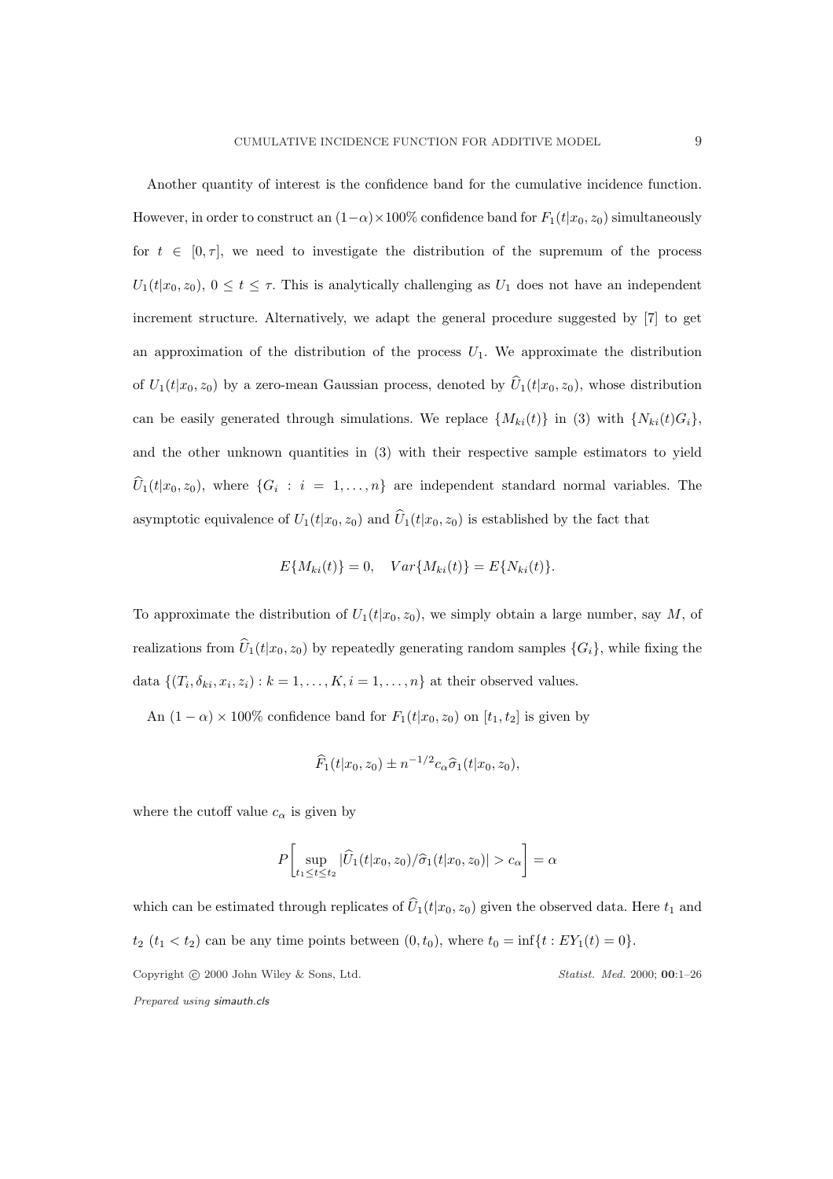Another quantity of interest is the confidence band for the cumulative incidence function. However, in order to construct an $(1-\alpha)\times 100\%$ confidence band for $F_1(t|x_0, z_0)$ simultaneously for $t \in [0, \tau]$, we need to investigate the distribution of the supremum of the process $U_1(t|x_0, z_0)$, $0 \leq t \leq \tau$. This is analytically challenging as $U_1$ does not have an independent increment structure. Alternatively, we adapt the general procedure suggested by [7] to get an approximation of the distribution of the process $U_1$. We approximate the distribution of $U_1(t|x_0, z_0)$ by a zero-mean Gaussian process, denoted by $\widehat{U}_1(t|x_0, z_0)$, whose distribution can be easily generated through simulations. We replace $\{M_{ki}(t)\}$ in (3) with $\{N_{ki}(t)G_i\}$, and the other unknown quantities in (3) with their respective sample estimators to yield $\widehat{U}_1(t|x_0, z_0)$, where $\{G_i : i = 1, \ldots, n\}$ are independent standard normal variables. The asymptotic equivalence of $U_1(t|x_0, z_0)$ and $\widehat{U}_1(t|x_0, z_0)$ is established by the fact that

$$E\{M_{ki}(t)\} = 0, \quad Var\{M_{ki}(t)\} = E\{N_{ki}(t)\}.$$

To approximate the distribution of $U_1(t|x_0, z_0)$, we simply obtain a large number, say $M$, of realizations from $\widehat{U}_1(t|x_0, z_0)$ by repeatedly generating random samples $\{G_i\}$, while fixing the data $\{(T_i, \delta_{ki}, x_i, z_i) : k = 1, \ldots, K, i = 1, \ldots, n\}$ at their observed values.

An $(1-\alpha)\times 100\%$ confidence band for $F_1(t|x_0, z_0)$ on $[t_1, t_2]$ is given by

$$\widehat{F}_1(t|x_0, z_0) \pm n^{-1/2} c_\alpha \widehat{\sigma}_1(t|x_0, z_0),$$

where the cutoff value $c_\alpha$ is given by

$$P\left[\sup_{t_1 \leq t \leq t_2} |\widehat{U}_1(t|x_0, z_0)/\widehat{\sigma}_1(t|x_0, z_0)| > c_\alpha\right] = \alpha$$

which can be estimated through replicates of $\widehat{U}_1(t|x_0, z_0)$ given the observed data. Here $t_1$ and $t_2$ ($t_1 < t_2$) can be any time points between $(0, t_0)$, where $t_0 = \inf\{t : EY_1(t) = 0\}$.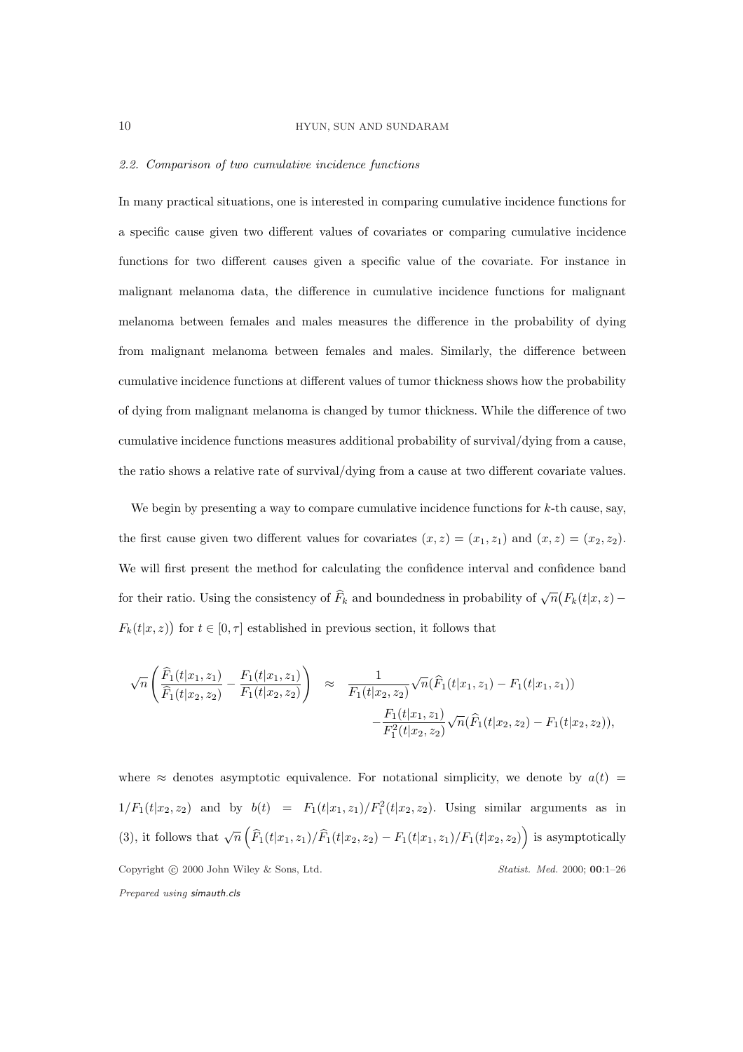*2.2. Comparison of two cumulative incidence functions*

In many practical situations, one is interested in comparing cumulative incidence functions for a specific cause given two different values of covariates or comparing cumulative incidence functions for two different causes given a specific value of the covariate. For instance in malignant melanoma data, the difference in cumulative incidence functions for malignant melanoma between females and males measures the difference in the probability of dying from malignant melanoma between females and males. Similarly, the difference between cumulative incidence functions at different values of tumor thickness shows how the probability of dying from malignant melanoma is changed by tumor thickness. While the difference of two cumulative incidence functions measures additional probability of survival/dying from a cause, the ratio shows a relative rate of survival/dying from a cause at two different covariate values.

We begin by presenting a way to compare cumulative incidence functions for $k$-th cause, say, the first cause given two different values for covariates $(x, z) = (x_1, z_1)$ and $(x, z) = (x_2, z_2)$. We will first present the method for calculating the confidence interval and confidence band for their ratio. Using the consistency of $\widehat{F}_k$ and boundedness in probability of $\sqrt{n}\big(F_k(t|x, z) - F_k(t|x, z)\big)$ for $t \in [0, \tau]$ established in previous section, it follows that

$$
\begin{aligned}
\sqrt{n}\left(\frac{\widehat{F}_1(t|x_1, z_1)}{\widehat{F}_1(t|x_2, z_2)} - \frac{F_1(t|x_1, z_1)}{F_1(t|x_2, z_2)}\right) \quad &\approx \quad \frac{1}{F_1(t|x_2, z_2)}\sqrt{n}(\widehat{F}_1(t|x_1, z_1) - F_1(t|x_1, z_1)) \\
&\quad -\frac{F_1(t|x_1, z_1)}{F_1^2(t|x_2, z_2)}\sqrt{n}(\widehat{F}_1(t|x_2, z_2) - F_1(t|x_2, z_2)),
\end{aligned}
$$

where $\approx$ denotes asymptotic equivalence. For notational simplicity, we denote by $a(t) = 1/F_1(t|x_2, z_2)$ and by $b(t) = F_1(t|x_1, z_1)/F_1^2(t|x_2, z_2)$. Using similar arguments as in (3), it follows that $\sqrt{n}\left(\widehat{F}_1(t|x_1, z_1)/\widehat{F}_1(t|x_2, z_2) - F_1(t|x_1, z_1)/F_1(t|x_2, z_2)\right)$ is asymptotically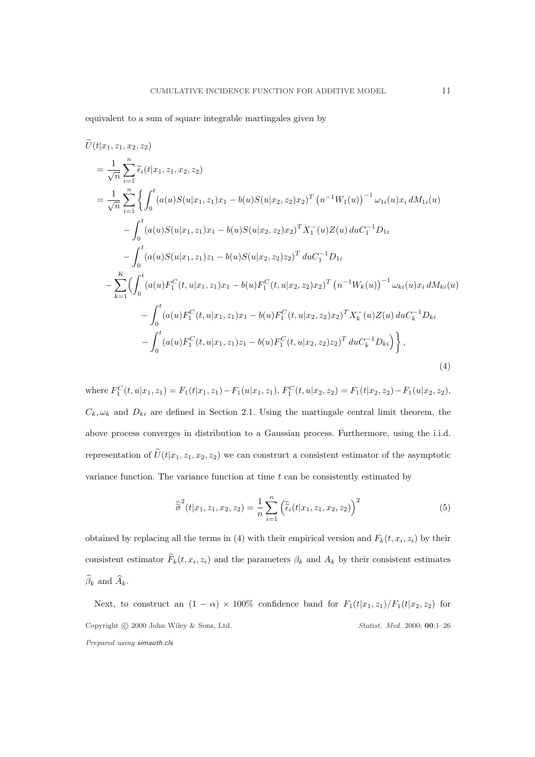equivalent to a sum of square integrable martingales given by

$$
\begin{aligned}
&\widetilde{U}(t|x_1, z_1, x_2, z_2) \\
&= \frac{1}{\sqrt{n}} \sum_{i=1}^{n} \widetilde{\epsilon}_i(t|x_1, z_1, x_2, z_2) \\
&= \frac{1}{\sqrt{n}} \sum_{i=1}^{n} \bigg\{ \int_0^t (a(u)S(u|x_1, z_1)x_1 - b(u)S(u|x_2, z_2)x_2)^T \left(n^{-1}W_1(u)\right)^{-1} \omega_{1i}(u) x_i \, dM_{1i}(u) \\
&\qquad - \int_0^t (a(u)S(u|x_1, z_1)x_1 - b(u)S(u|x_2, z_2)x_2)^T X_1^-(u) Z(u) \, du C_1^{-1} D_{1i} \\
&\qquad - \int_0^t (a(u)S(u|x_1, z_1)z_1 - b(u)S(u|x_2, z_2)z_2)^T \, du C_1^{-1} D_{1i} \\
&\quad - \sum_{k=1}^{K} \Big( \int_0^t (a(u)F_1^C(t, u|x_1, z_1)x_1 - b(u)F_1^C(t, u|x_2, z_2)x_2)^T \left(n^{-1}W_k(u)\right)^{-1} \omega_{ki}(u) x_i \, dM_{ki}(u) \\
&\qquad - \int_0^t (a(u)F_1^C(t, u|x_1, z_1)x_1 - b(u)F_1^C(t, u|x_2, z_2)x_2)^T X_k^-(u) Z(u) \, du C_k^{-1} D_{ki} \\
&\qquad - \int_0^t (a(u)F_1^C(t, u|x_1, z_1)z_1 - b(u)F_1^C(t, u|x_2, z_2)z_2)^T \, du C_k^{-1} D_{ki} \Big) \bigg\},
\end{aligned}
\tag{4}
$$

where $F_1^C(t, u|x_1, z_1) = F_1(t|x_1, z_1) - F_1(u|x_1, z_1)$, $F_1^C(t, u|x_2, z_2) = F_1(t|x_2, z_2) - F_1(u|x_2, z_2)$, $C_k, \omega_k$ and $D_{ki}$ are defined in Section 2.1. Using the martingale central limit theorem, the above process converges in distribution to a Gaussian process. Furthermore, using the i.i.d. representation of $\widetilde{U}(t|x_1, z_1, x_2, z_2)$ we can construct a consistent estimator of the asymptotic variance function. The variance function at time $t$ can be consistently estimated by

$$
\widehat{\widetilde{\sigma}}^2(t|x_1, z_1, x_2, z_2) = \frac{1}{n} \sum_{i=1}^{n} \left( \widehat{\widetilde{\epsilon}}_i(t|x_1, z_1, x_2, z_2) \right)^2 \tag{5}
$$

obtained by replacing all the terms in (4) with their empirical version and $F_k(t, x_i, z_i)$ by their consistent estimator $\widehat{F}_k(t, x_i, z_i)$ and the parameters $\beta_k$ and $A_k$ by their consistent estimates $\widehat{\beta}_k$ and $\widehat{A}_k$.

Next, to construct an $(1 - \alpha) \times 100\%$ confidence band for $F_1(t|x_1, z_1)/F_1(t|x_2, z_2)$ for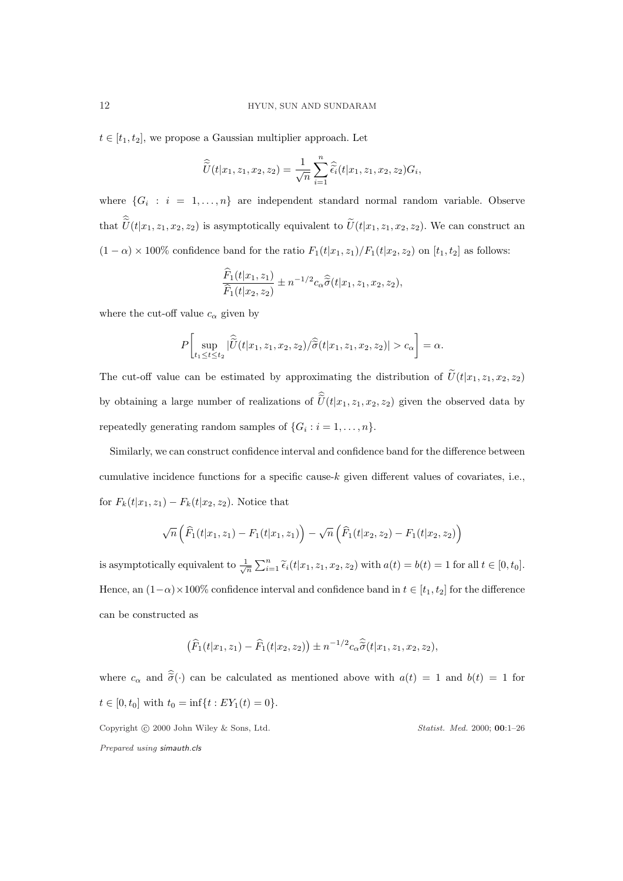$t \in [t_1, t_2]$, we propose a Gaussian multiplier approach. Let

$$\widehat{\widetilde{U}}(t|x_1, z_1, x_2, z_2) = \frac{1}{\sqrt{n}} \sum_{i=1}^{n} \widehat{\widetilde{\epsilon}}_i(t|x_1, z_1, x_2, z_2) G_i,$$

where $\{G_i : i = 1, \ldots, n\}$ are independent standard normal random variable. Observe that $\widehat{\widetilde{U}}(t|x_1, z_1, x_2, z_2)$ is asymptotically equivalent to $\widetilde{U}(t|x_1, z_1, x_2, z_2)$. We can construct an $(1-\alpha) \times 100\%$ confidence band for the ratio $F_1(t|x_1, z_1)/F_1(t|x_2, z_2)$ on $[t_1, t_2]$ as follows:

$$\frac{\widehat{F}_1(t|x_1, z_1)}{\widehat{F}_1(t|x_2, z_2)} \pm n^{-1/2} c_\alpha \widehat{\widetilde{\sigma}}(t|x_1, z_1, x_2, z_2),$$

where the cut-off value $c_\alpha$ given by

$$P\left[\sup_{t_1 \le t \le t_2} |\widehat{\widetilde{U}}(t|x_1, z_1, x_2, z_2)/\widehat{\widetilde{\sigma}}(t|x_1, z_1, x_2, z_2)| > c_\alpha\right] = \alpha.$$

The cut-off value can be estimated by approximating the distribution of $\widetilde{U}(t|x_1, z_1, x_2, z_2)$ by obtaining a large number of realizations of $\widehat{\widetilde{U}}(t|x_1, z_1, x_2, z_2)$ given the observed data by repeatedly generating random samples of $\{G_i : i = 1, \ldots, n\}$.

Similarly, we can construct confidence interval and confidence band for the difference between cumulative incidence functions for a specific cause-$k$ given different values of covariates, i.e., for $F_k(t|x_1, z_1) - F_k(t|x_2, z_2)$. Notice that

$$\sqrt{n}\left(\widehat{F}_1(t|x_1, z_1) - F_1(t|x_1, z_1)\right) - \sqrt{n}\left(\widehat{F}_1(t|x_2, z_2) - F_1(t|x_2, z_2)\right)$$

is asymptotically equivalent to $\frac{1}{\sqrt{n}} \sum_{i=1}^{n} \widetilde{\epsilon}_i(t|x_1, z_1, x_2, z_2)$ with $a(t) = b(t) = 1$ for all $t \in [0, t_0]$. Hence, an $(1-\alpha) \times 100\%$ confidence interval and confidence band in $t \in [t_1, t_2]$ for the difference can be constructed as

$$\left(\widehat{F}_1(t|x_1, z_1) - \widehat{F}_1(t|x_2, z_2)\right) \pm n^{-1/2} c_\alpha \widehat{\widetilde{\sigma}}(t|x_1, z_1, x_2, z_2),$$

where $c_\alpha$ and $\widehat{\widetilde{\sigma}}(\cdot)$ can be calculated as mentioned above with $a(t) = 1$ and $b(t) = 1$ for $t \in [0, t_0]$ with $t_0 = \inf\{t : EY_1(t) = 0\}$.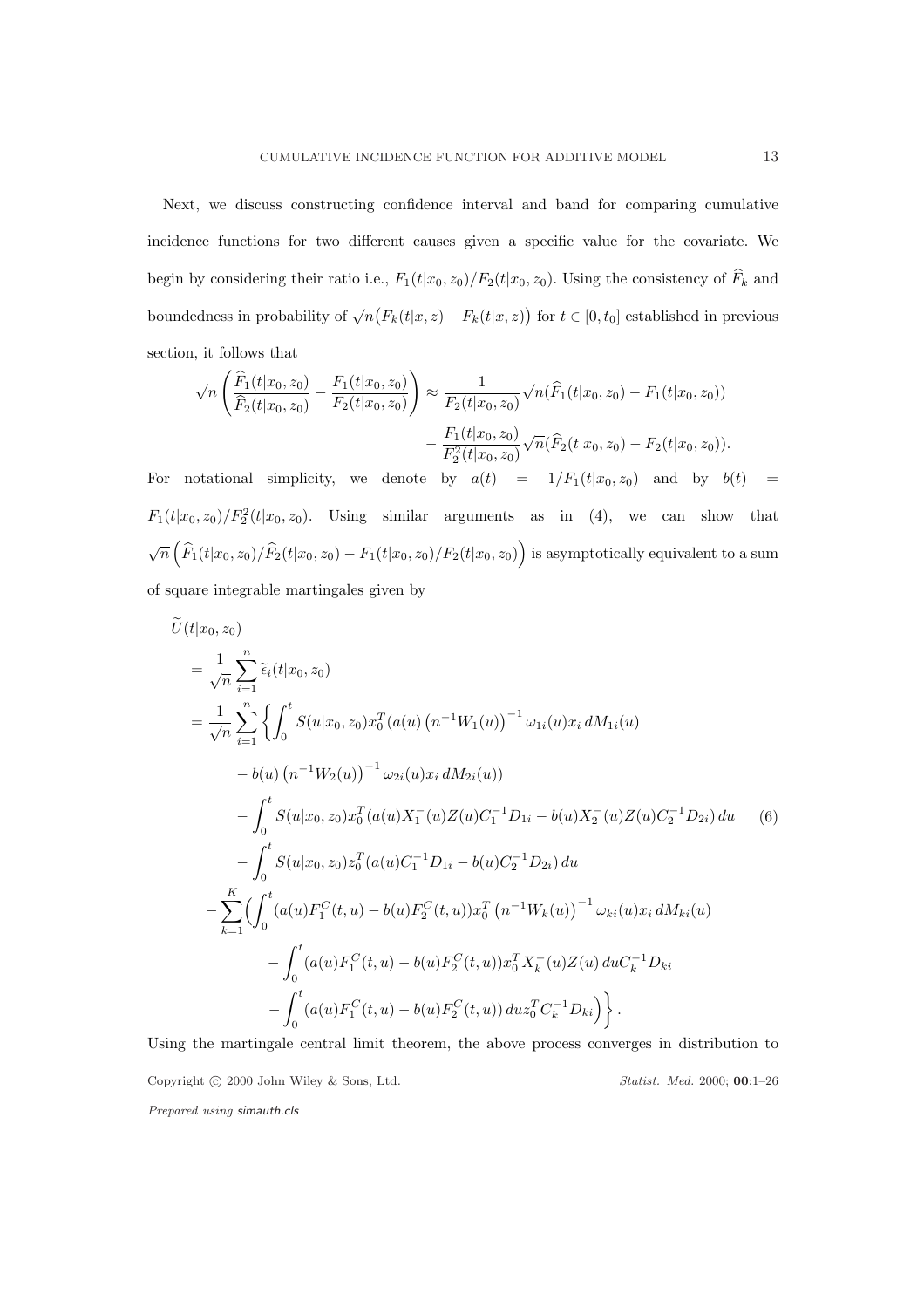Next, we discuss constructing confidence interval and band for comparing cumulative incidence functions for two different causes given a specific value for the covariate. We begin by considering their ratio i.e., $F_1(t|x_0, z_0)/F_2(t|x_0, z_0)$. Using the consistency of $\widehat{F}_k$ and boundedness in probability of $\sqrt{n}\big(F_k(t|x,z) - F_k(t|x,z)\big)$ for $t \in [0, t_0]$ established in previous section, it follows that

$$
\begin{aligned}
\sqrt{n}\left(\frac{\widehat{F}_1(t|x_0, z_0)}{\widehat{F}_2(t|x_0, z_0)} - \frac{F_1(t|x_0, z_0)}{F_2(t|x_0, z_0)}\right) &\approx \frac{1}{F_2(t|x_0, z_0)}\sqrt{n}(\widehat{F}_1(t|x_0, z_0) - F_1(t|x_0, z_0)) \\
&\quad - \frac{F_1(t|x_0, z_0)}{F_2^2(t|x_0, z_0)}\sqrt{n}(\widehat{F}_2(t|x_0, z_0) - F_2(t|x_0, z_0)).
\end{aligned}
$$

For notational simplicity, we denote by $a(t) = 1/F_1(t|x_0, z_0)$ and by $b(t) = F_1(t|x_0, z_0)/F_2^2(t|x_0, z_0)$. Using similar arguments as in (4), we can show that $\sqrt{n}\left(\widehat{F}_1(t|x_0, z_0)/\widehat{F}_2(t|x_0, z_0) - F_1(t|x_0, z_0)/F_2(t|x_0, z_0)\right)$ is asymptotically equivalent to a sum of square integrable martingales given by

$$
\begin{aligned}
&\widetilde{U}(t|x_0, z_0) \\
&= \frac{1}{\sqrt{n}}\sum_{i=1}^{n}\widetilde{\epsilon}_i(t|x_0, z_0) \\
&= \frac{1}{\sqrt{n}}\sum_{i=1}^{n}\Bigg\{\int_0^t S(u|x_0, z_0)x_0^T(a(u)\left(n^{-1}W_1(u)\right)^{-1}\omega_{1i}(u)x_i\, dM_{1i}(u) \\
&\qquad - b(u)\left(n^{-1}W_2(u)\right)^{-1}\omega_{2i}(u)x_i\, dM_{2i}(u)) \\
&\qquad - \int_0^t S(u|x_0, z_0)x_0^T(a(u)X_1^-(u)Z(u)C_1^{-1}D_{1i} - b(u)X_2^-(u)Z(u)C_2^{-1}D_{2i})\, du \qquad (6) \\
&\qquad - \int_0^t S(u|x_0, z_0)z_0^T(a(u)C_1^{-1}D_{1i} - b(u)C_2^{-1}D_{2i})\, du \\
&\quad - \sum_{k=1}^{K}\Big(\int_0^t (a(u)F_1^C(t,u) - b(u)F_2^C(t,u))x_0^T\left(n^{-1}W_k(u)\right)^{-1}\omega_{ki}(u)x_i\, dM_{ki}(u) \\
&\qquad - \int_0^t (a(u)F_1^C(t,u) - b(u)F_2^C(t,u))x_0^T X_k^-(u)Z(u)\, du C_k^{-1}D_{ki} \\
&\qquad - \int_0^t (a(u)F_1^C(t,u) - b(u)F_2^C(t,u))\, du z_0^T C_k^{-1}D_{ki}\Big)\Bigg\}.
\end{aligned}
$$

Using the martingale central limit theorem, the above process converges in distribution to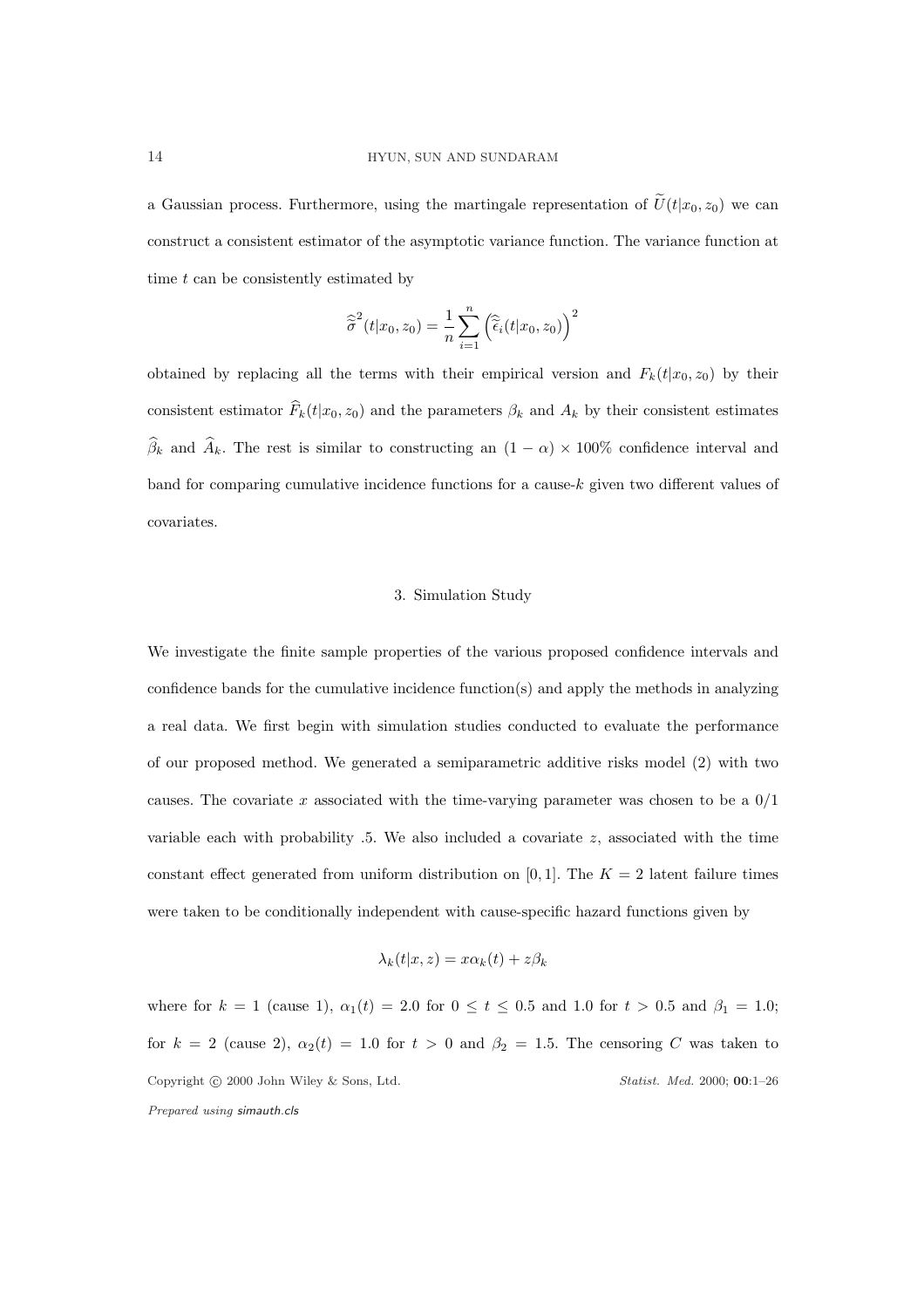a Gaussian process. Furthermore, using the martingale representation of $\widetilde{U}(t|x_0, z_0)$ we can construct a consistent estimator of the asymptotic variance function. The variance function at time $t$ can be consistently estimated by

$$\widehat{\widetilde{\sigma}}^2(t|x_0, z_0) = \frac{1}{n}\sum_{i=1}^{n}\left(\widehat{\widetilde{\epsilon}}_i(t|x_0, z_0)\right)^2$$

obtained by replacing all the terms with their empirical version and $F_k(t|x_0, z_0)$ by their consistent estimator $\widehat{F}_k(t|x_0, z_0)$ and the parameters $\beta_k$ and $A_k$ by their consistent estimates $\widehat{\beta}_k$ and $\widehat{A}_k$. The rest is similar to constructing an $(1-\alpha)\times 100\%$ confidence interval and band for comparing cumulative incidence functions for a cause-$k$ given two different values of covariates.

## 3. Simulation Study

We investigate the finite sample properties of the various proposed confidence intervals and confidence bands for the cumulative incidence function(s) and apply the methods in analyzing a real data. We first begin with simulation studies conducted to evaluate the performance of our proposed method. We generated a semiparametric additive risks model (2) with two causes. The covariate $x$ associated with the time-varying parameter was chosen to be a 0/1 variable each with probability .5. We also included a covariate $z$, associated with the time constant effect generated from uniform distribution on $[0, 1]$. The $K = 2$ latent failure times were taken to be conditionally independent with cause-specific hazard functions given by

$$\lambda_k(t|x, z) = x\alpha_k(t) + z\beta_k$$

where for $k = 1$ (cause 1), $\alpha_1(t) = 2.0$ for $0 \le t \le 0.5$ and 1.0 for $t > 0.5$ and $\beta_1 = 1.0$; for $k = 2$ (cause 2), $\alpha_2(t) = 1.0$ for $t > 0$ and $\beta_2 = 1.5$. The censoring $C$ was taken to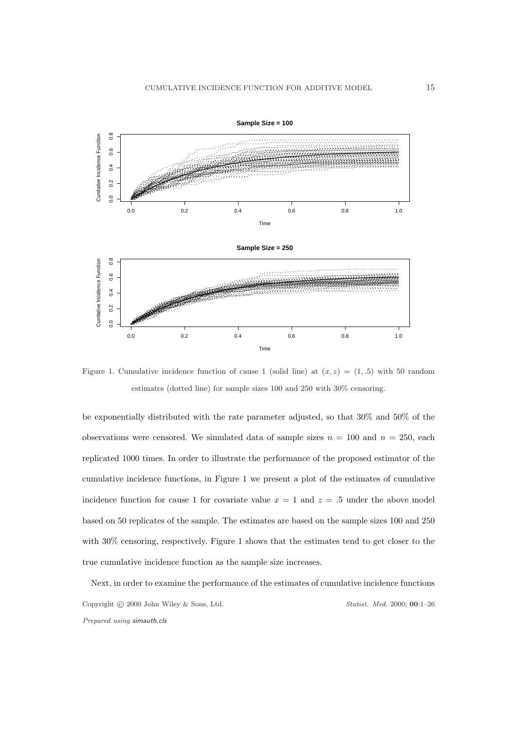Figure 1. Cumulative incidence function of cause 1 (solid line) at $(x, z) = (1, .5)$ with 50 random estimates (dotted line) for sample sizes 100 and 250 with 30% censoring.

be exponentially distributed with the rate parameter adjusted, so that 30% and 50% of the observations were censored. We simulated data of sample sizes $n = 100$ and $n = 250$, each replicated 1000 times. In order to illustrate the performance of the proposed estimator of the cumulative incidence functions, in Figure 1 we present a plot of the estimates of cumulative incidence function for cause 1 for covariate value $x = 1$ and $z = .5$ under the above model based on 50 replicates of the sample. The estimates are based on the sample sizes 100 and 250 with 30% censoring, respectively. Figure 1 shows that the estimates tend to get closer to the true cumulative incidence function as the sample size increases.

Next, in order to examine the performance of the estimates of cumulative incidence functions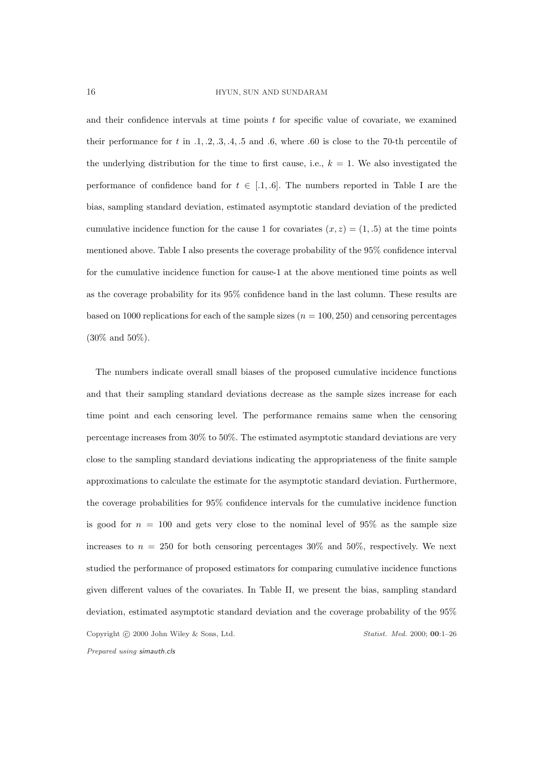and their confidence intervals at time points $t$ for specific value of covariate, we examined their performance for $t$ in $.1, .2, .3, .4, .5$ and $.6$, where $.60$ is close to the 70-th percentile of the underlying distribution for the time to first cause, i.e., $k = 1$. We also investigated the performance of confidence band for $t \in [.1, .6]$. The numbers reported in Table I are the bias, sampling standard deviation, estimated asymptotic standard deviation of the predicted cumulative incidence function for the cause 1 for covariates $(x, z) = (1, .5)$ at the time points mentioned above. Table I also presents the coverage probability of the 95% confidence interval for the cumulative incidence function for cause-1 at the above mentioned time points as well as the coverage probability for its 95% confidence band in the last column. These results are based on 1000 replications for each of the sample sizes ($n = 100, 250$) and censoring percentages (30% and 50%).

The numbers indicate overall small biases of the proposed cumulative incidence functions and that their sampling standard deviations decrease as the sample sizes increase for each time point and each censoring level. The performance remains same when the censoring percentage increases from 30% to 50%. The estimated asymptotic standard deviations are very close to the sampling standard deviations indicating the appropriateness of the finite sample approximations to calculate the estimate for the asymptotic standard deviation. Furthermore, the coverage probabilities for 95% confidence intervals for the cumulative incidence function is good for $n = 100$ and gets very close to the nominal level of 95% as the sample size increases to $n = 250$ for both censoring percentages 30% and 50%, respectively. We next studied the performance of proposed estimators for comparing cumulative incidence functions given different values of the covariates. In Table II, we present the bias, sampling standard deviation, estimated asymptotic standard deviation and the coverage probability of the 95%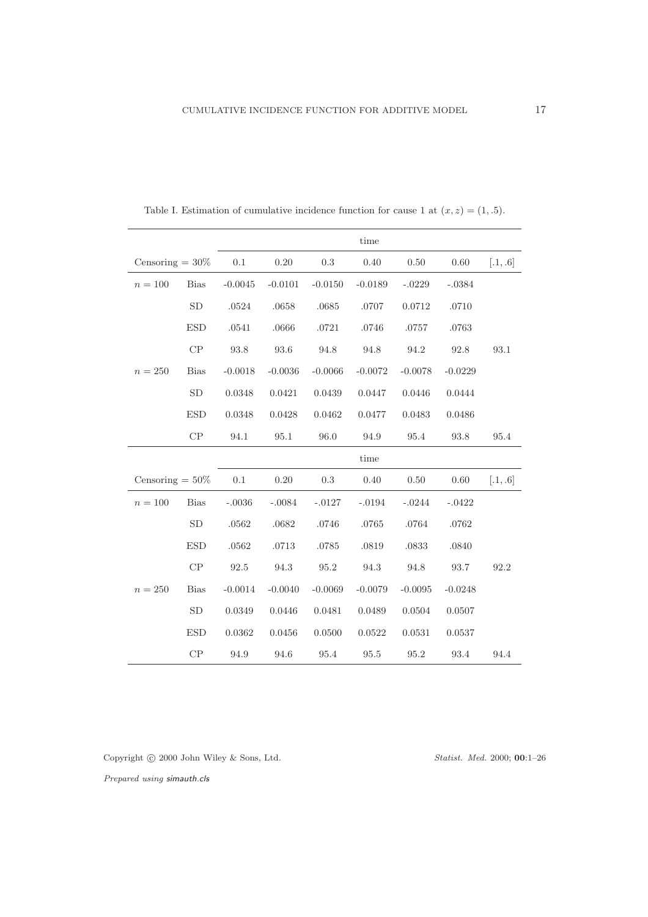Table I. Estimation of cumulative incidence function for cause 1 at $(x, z) = (1, .5)$.

| | | time | | | | | | |
|---|---|---|---|---|---|---|---|---|
| Censoring = 30% | | 0.1 | 0.20 | 0.3 | 0.40 | 0.50 | 0.60 | [.1, .6] |
| $n = 100$ | Bias | -0.0045 | -0.0101 | -0.0150 | -0.0189 | -.0229 | -.0384 | |
| | SD | .0524 | .0658 | .0685 | .0707 | 0.0712 | .0710 | |
| | ESD | .0541 | .0666 | .0721 | .0746 | .0757 | .0763 | |
| | CP | 93.8 | 93.6 | 94.8 | 94.8 | 94.2 | 92.8 | 93.1 |
| $n = 250$ | Bias | -0.0018 | -0.0036 | -0.0066 | -0.0072 | -0.0078 | -0.0229 | |
| | SD | 0.0348 | 0.0421 | 0.0439 | 0.0447 | 0.0446 | 0.0444 | |
| | ESD | 0.0348 | 0.0428 | 0.0462 | 0.0477 | 0.0483 | 0.0486 | |
| | CP | 94.1 | 95.1 | 96.0 | 94.9 | 95.4 | 93.8 | 95.4 |
| | | time | | | | | | |
| Censoring = 50% | | 0.1 | 0.20 | 0.3 | 0.40 | 0.50 | 0.60 | [.1, .6] |
| $n = 100$ | Bias | -.0036 | -.0084 | -.0127 | -.0194 | -.0244 | -.0422 | |
| | SD | .0562 | .0682 | .0746 | .0765 | .0764 | .0762 | |
| | ESD | .0562 | .0713 | .0785 | .0819 | .0833 | .0840 | |
| | CP | 92.5 | 94.3 | 95.2 | 94.3 | 94.8 | 93.7 | 92.2 |
| $n = 250$ | Bias | -0.0014 | -0.0040 | -0.0069 | -0.0079 | -0.0095 | -0.0248 | |
| | SD | 0.0349 | 0.0446 | 0.0481 | 0.0489 | 0.0504 | 0.0507 | |
| | ESD | 0.0362 | 0.0456 | 0.0500 | 0.0522 | 0.0531 | 0.0537 | |
| | CP | 94.9 | 94.6 | 95.4 | 95.5 | 95.2 | 93.4 | 94.4 |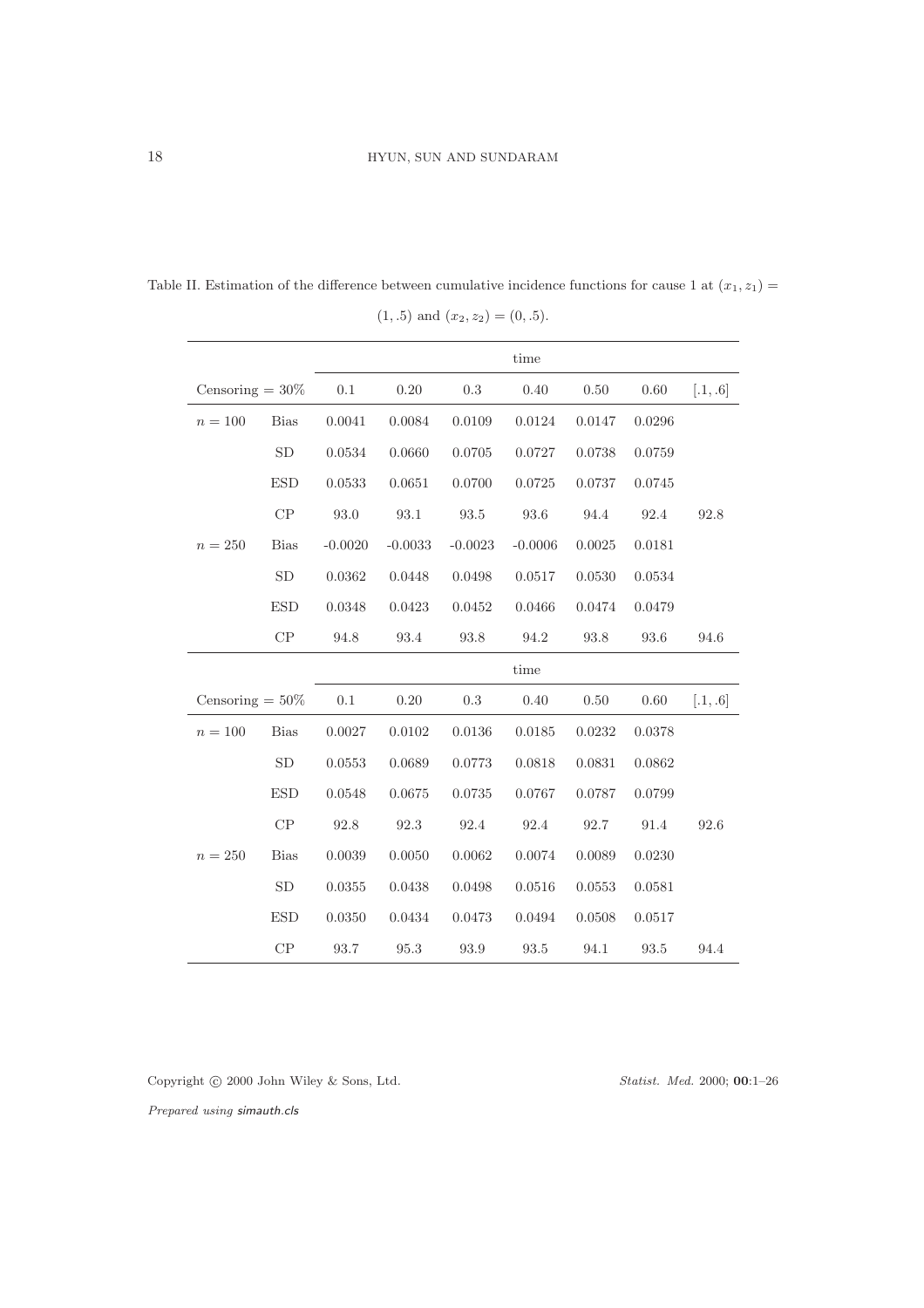Table II. Estimation of the difference between cumulative incidence functions for cause 1 at $(x_1, z_1) = (1, .5)$ and $(x_2, z_2) = (0, .5)$.

| | | time | | | | | | |
|---|---|---|---|---|---|---|---|---|
| Censoring = 30% | | 0.1 | 0.20 | 0.3 | 0.40 | 0.50 | 0.60 | [.1, .6] |
| $n = 100$ | Bias | 0.0041 | 0.0084 | 0.0109 | 0.0124 | 0.0147 | 0.0296 | |
| | SD | 0.0534 | 0.0660 | 0.0705 | 0.0727 | 0.0738 | 0.0759 | |
| | ESD | 0.0533 | 0.0651 | 0.0700 | 0.0725 | 0.0737 | 0.0745 | |
| | CP | 93.0 | 93.1 | 93.5 | 93.6 | 94.4 | 92.4 | 92.8 |
| $n = 250$ | Bias | -0.0020 | -0.0033 | -0.0023 | -0.0006 | 0.0025 | 0.0181 | |
| | SD | 0.0362 | 0.0448 | 0.0498 | 0.0517 | 0.0530 | 0.0534 | |
| | ESD | 0.0348 | 0.0423 | 0.0452 | 0.0466 | 0.0474 | 0.0479 | |
| | CP | 94.8 | 93.4 | 93.8 | 94.2 | 93.8 | 93.6 | 94.6 |
| | | time | | | | | | |
| Censoring = 50% | | 0.1 | 0.20 | 0.3 | 0.40 | 0.50 | 0.60 | [.1, .6] |
| $n = 100$ | Bias | 0.0027 | 0.0102 | 0.0136 | 0.0185 | 0.0232 | 0.0378 | |
| | SD | 0.0553 | 0.0689 | 0.0773 | 0.0818 | 0.0831 | 0.0862 | |
| | ESD | 0.0548 | 0.0675 | 0.0735 | 0.0767 | 0.0787 | 0.0799 | |
| | CP | 92.8 | 92.3 | 92.4 | 92.4 | 92.7 | 91.4 | 92.6 |
| $n = 250$ | Bias | 0.0039 | 0.0050 | 0.0062 | 0.0074 | 0.0089 | 0.0230 | |
| | SD | 0.0355 | 0.0438 | 0.0498 | 0.0516 | 0.0553 | 0.0581 | |
| | ESD | 0.0350 | 0.0434 | 0.0473 | 0.0494 | 0.0508 | 0.0517 | |
| | CP | 93.7 | 95.3 | 93.9 | 93.5 | 94.1 | 93.5 | 94.4 |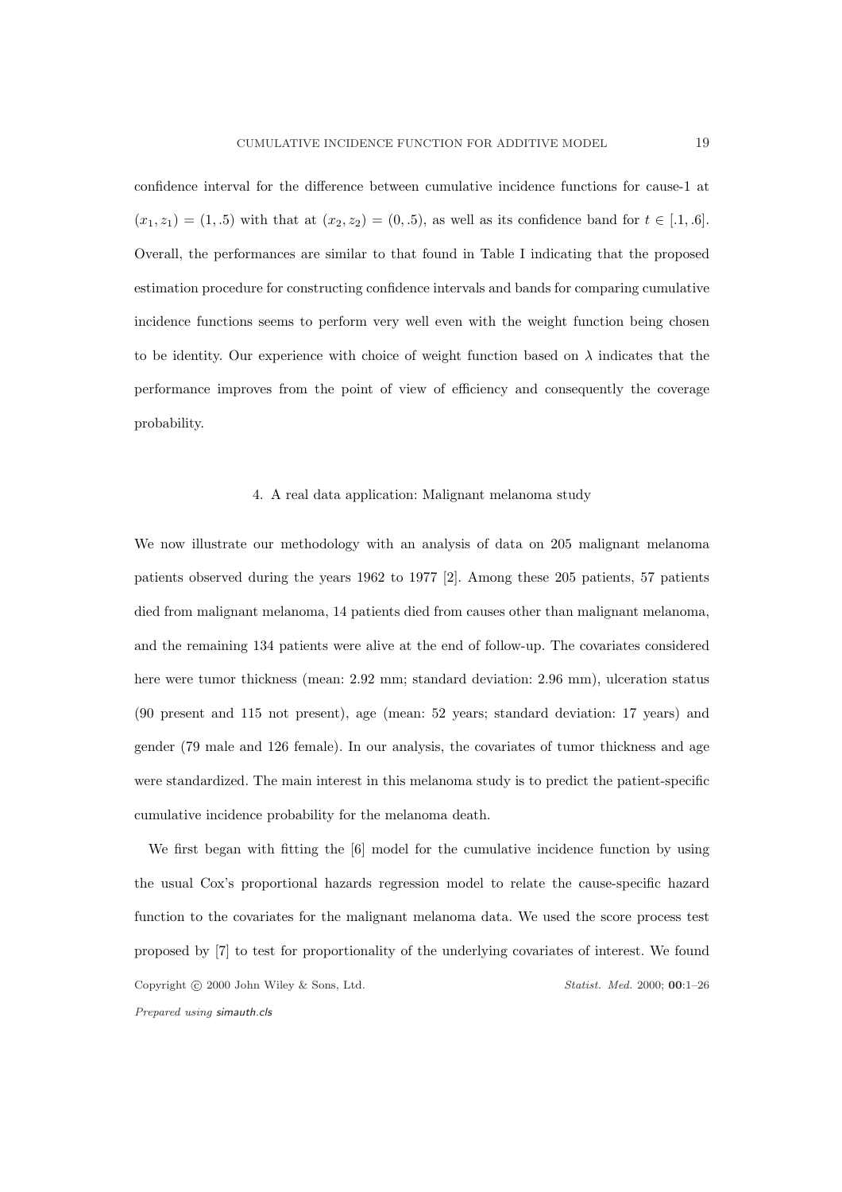confidence interval for the difference between cumulative incidence functions for cause-1 at $(x_1, z_1) = (1, .5)$ with that at $(x_2, z_2) = (0, .5)$, as well as its confidence band for $t \in [.1, .6]$. Overall, the performances are similar to that found in Table I indicating that the proposed estimation procedure for constructing confidence intervals and bands for comparing cumulative incidence functions seems to perform very well even with the weight function being chosen to be identity. Our experience with choice of weight function based on $\lambda$ indicates that the performance improves from the point of view of efficiency and consequently the coverage probability.

## 4. A real data application: Malignant melanoma study

We now illustrate our methodology with an analysis of data on 205 malignant melanoma patients observed during the years 1962 to 1977 [2]. Among these 205 patients, 57 patients died from malignant melanoma, 14 patients died from causes other than malignant melanoma, and the remaining 134 patients were alive at the end of follow-up. The covariates considered here were tumor thickness (mean: 2.92 mm; standard deviation: 2.96 mm), ulceration status (90 present and 115 not present), age (mean: 52 years; standard deviation: 17 years) and gender (79 male and 126 female). In our analysis, the covariates of tumor thickness and age were standardized. The main interest in this melanoma study is to predict the patient-specific cumulative incidence probability for the melanoma death.

We first began with fitting the [6] model for the cumulative incidence function by using the usual Cox's proportional hazards regression model to relate the cause-specific hazard function to the covariates for the malignant melanoma data. We used the score process test proposed by [7] to test for proportionality of the underlying covariates of interest. We found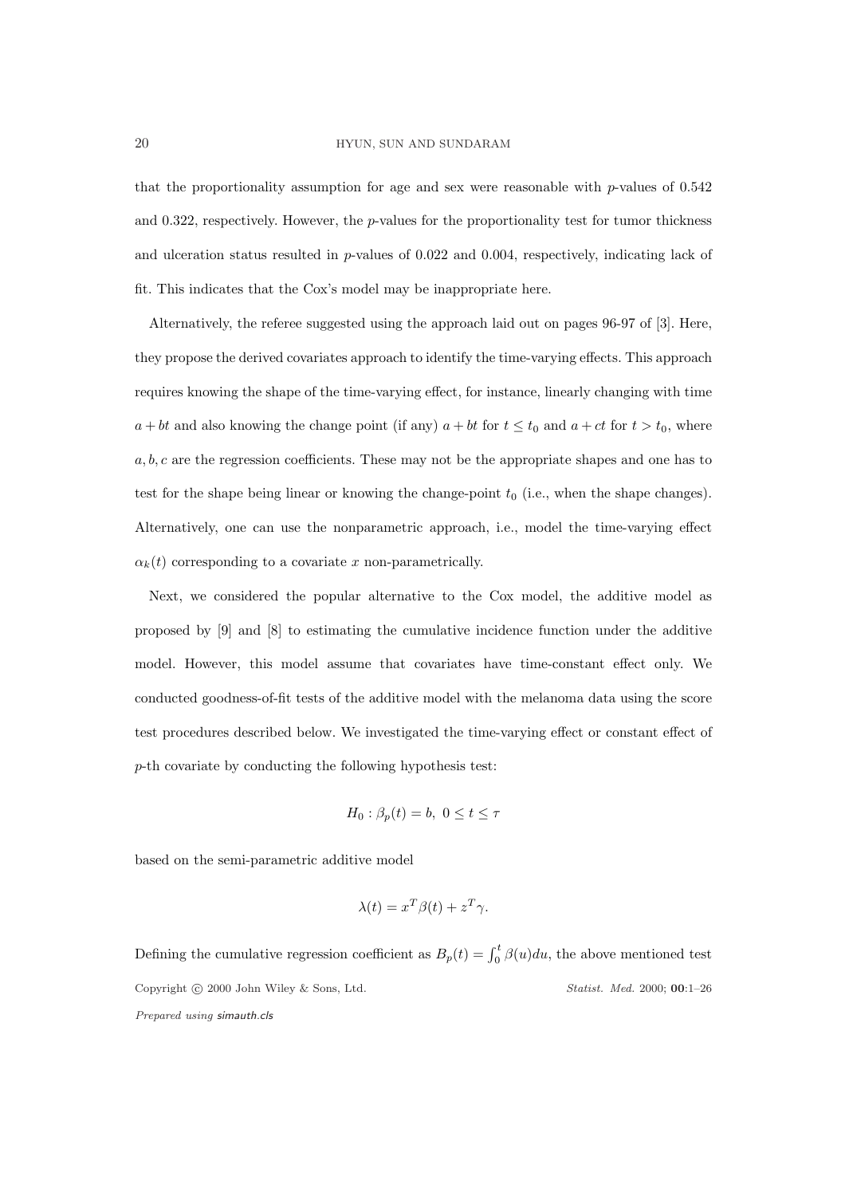that the proportionality assumption for age and sex were reasonable with $p$-values of 0.542 and 0.322, respectively. However, the $p$-values for the proportionality test for tumor thickness and ulceration status resulted in $p$-values of 0.022 and 0.004, respectively, indicating lack of fit. This indicates that the Cox's model may be inappropriate here.

Alternatively, the referee suggested using the approach laid out on pages 96-97 of [3]. Here, they propose the derived covariates approach to identify the time-varying effects. This approach requires knowing the shape of the time-varying effect, for instance, linearly changing with time $a + bt$ and also knowing the change point (if any) $a + bt$ for $t \leq t_0$ and $a + ct$ for $t > t_0$, where $a, b, c$ are the regression coefficients. These may not be the appropriate shapes and one has to test for the shape being linear or knowing the change-point $t_0$ (i.e., when the shape changes). Alternatively, one can use the nonparametric approach, i.e., model the time-varying effect $\alpha_k(t)$ corresponding to a covariate $x$ non-parametrically.

Next, we considered the popular alternative to the Cox model, the additive model as proposed by [9] and [8] to estimating the cumulative incidence function under the additive model. However, this model assume that covariates have time-constant effect only. We conducted goodness-of-fit tests of the additive model with the melanoma data using the score test procedures described below. We investigated the time-varying effect or constant effect of $p$-th covariate by conducting the following hypothesis test:

$$H_0 : \beta_p(t) = b, \ 0 \leq t \leq \tau$$

based on the semi-parametric additive model

$$\lambda(t) = x^T \beta(t) + z^T \gamma.$$

Defining the cumulative regression coefficient as $B_p(t) = \int_0^t \beta(u)du$, the above mentioned test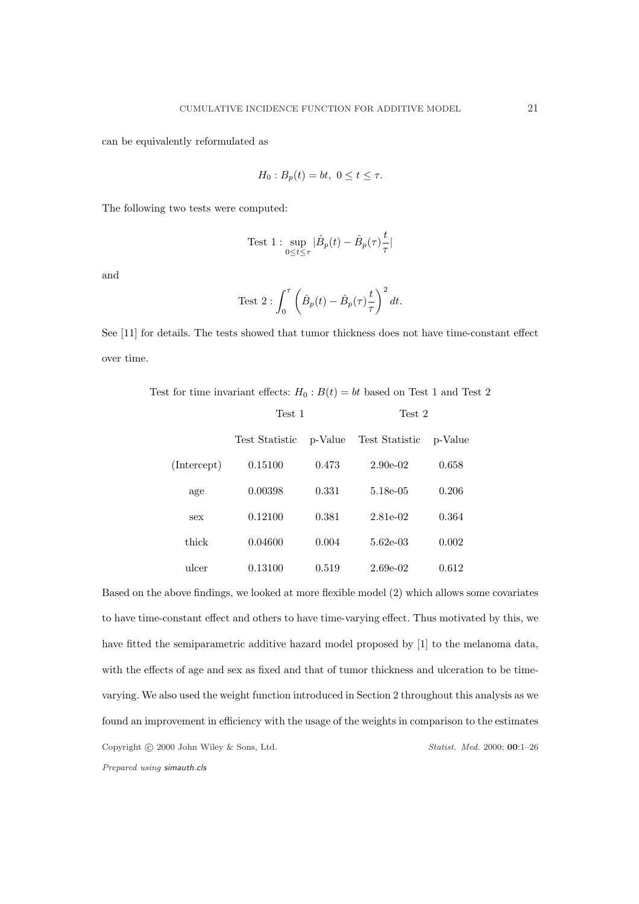can be equivalently reformulated as

$$H_0 : B_p(t) = bt, \; 0 \leq t \leq \tau.$$

The following two tests were computed:

$$\text{Test 1} : \sup_{0 \leq t \leq \tau} |\hat{B}_p(t) - \hat{B}_p(\tau)\frac{t}{\tau}|$$

and

$$\text{Test 2} : \int_0^\tau \left( \hat{B}_p(t) - \hat{B}_p(\tau)\frac{t}{\tau} \right)^2 dt.$$

See [11] for details. The tests showed that tumor thickness does not have time-constant effect over time.

Test for time invariant effects: $H_0 : B(t) = bt$ based on Test 1 and Test 2

| | Test 1 | | Test 2 | |
|---|---|---|---|---|
| | Test Statistic | p-Value | Test Statistic | p-Value |
| (Intercept) | 0.15100 | 0.473 | 2.90e-02 | 0.658 |
| age | 0.00398 | 0.331 | 5.18e-05 | 0.206 |
| sex | 0.12100 | 0.381 | 2.81e-02 | 0.364 |
| thick | 0.04600 | 0.004 | 5.62e-03 | 0.002 |
| ulcer | 0.13100 | 0.519 | 2.69e-02 | 0.612 |

Based on the above findings, we looked at more flexible model (2) which allows some covariates to have time-constant effect and others to have time-varying effect. Thus motivated by this, we have fitted the semiparametric additive hazard model proposed by [1] to the melanoma data, with the effects of age and sex as fixed and that of tumor thickness and ulceration to be time-varying. We also used the weight function introduced in Section 2 throughout this analysis as we found an improvement in efficiency with the usage of the weights in comparison to the estimates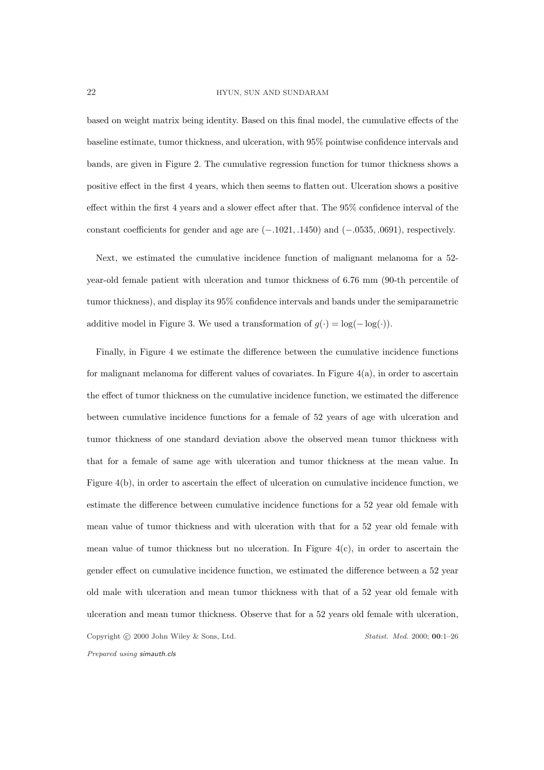based on weight matrix being identity. Based on this final model, the cumulative effects of the baseline estimate, tumor thickness, and ulceration, with 95% pointwise confidence intervals and bands, are given in Figure 2. The cumulative regression function for tumor thickness shows a positive effect in the first 4 years, which then seems to flatten out. Ulceration shows a positive effect within the first 4 years and a slower effect after that. The 95% confidence interval of the constant coefficients for gender and age are $(-.1021, .1450)$ and $(-.0535, .0691)$, respectively.

Next, we estimated the cumulative incidence function of malignant melanoma for a 52-year-old female patient with ulceration and tumor thickness of 6.76 mm (90-th percentile of tumor thickness), and display its 95% confidence intervals and bands under the semiparametric additive model in Figure 3. We used a transformation of $g(\cdot) = \log(-\log(\cdot))$.

Finally, in Figure 4 we estimate the difference between the cumulative incidence functions for malignant melanoma for different values of covariates. In Figure 4(a), in order to ascertain the effect of tumor thickness on the cumulative incidence function, we estimated the difference between cumulative incidence functions for a female of 52 years of age with ulceration and tumor thickness of one standard deviation above the observed mean tumor thickness with that for a female of same age with ulceration and tumor thickness at the mean value. In Figure 4(b), in order to ascertain the effect of ulceration on cumulative incidence function, we estimate the difference between cumulative incidence functions for a 52 year old female with mean value of tumor thickness and with ulceration with that for a 52 year old female with mean value of tumor thickness but no ulceration. In Figure 4(c), in order to ascertain the gender effect on cumulative incidence function, we estimated the difference between a 52 year old male with ulceration and mean tumor thickness with that of a 52 year old female with ulceration and mean tumor thickness. Observe that for a 52 years old female with ulceration,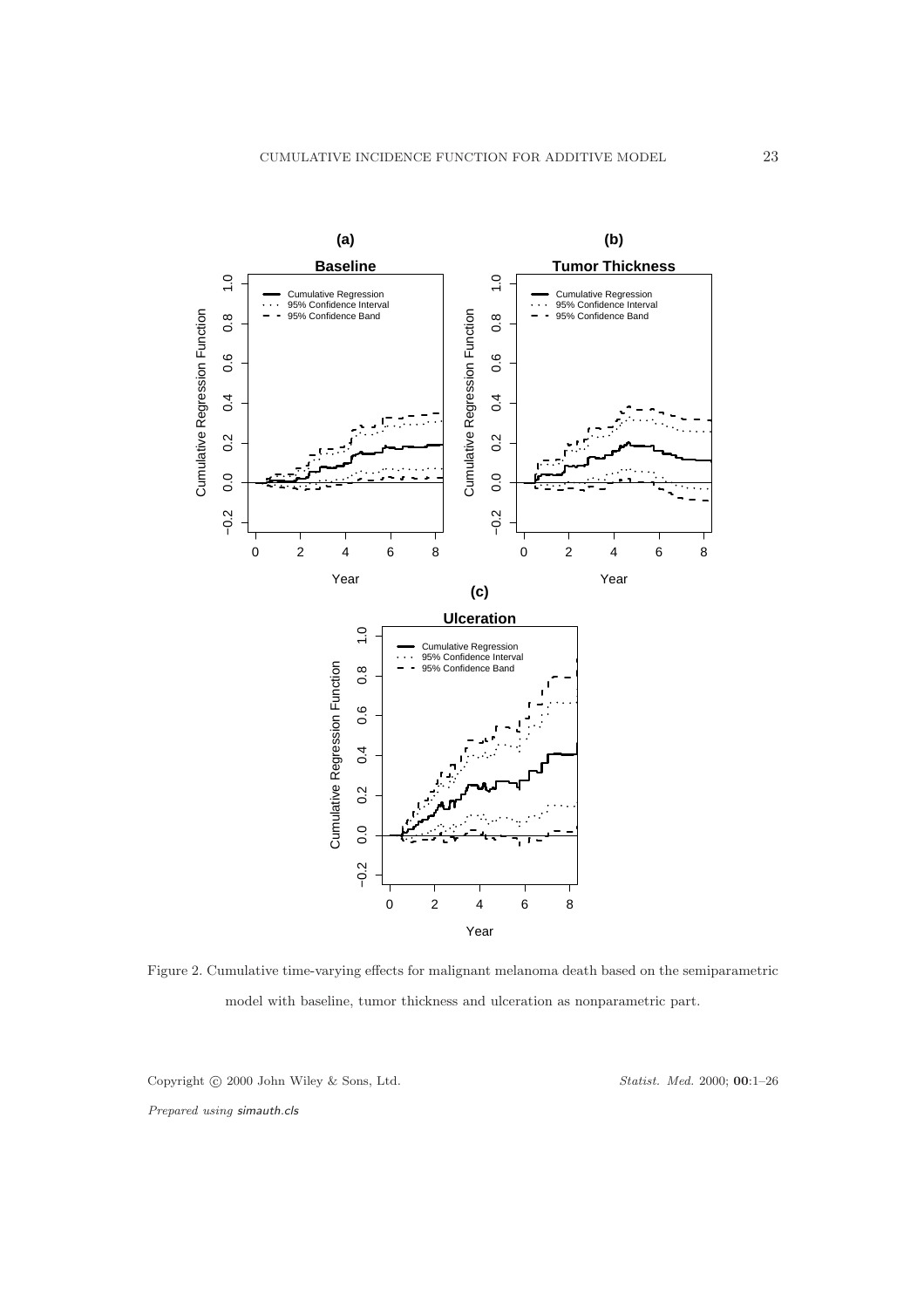Figure 2. Cumulative time-varying effects for malignant melanoma death based on the semiparametric model with baseline, tumor thickness and ulceration as nonparametric part.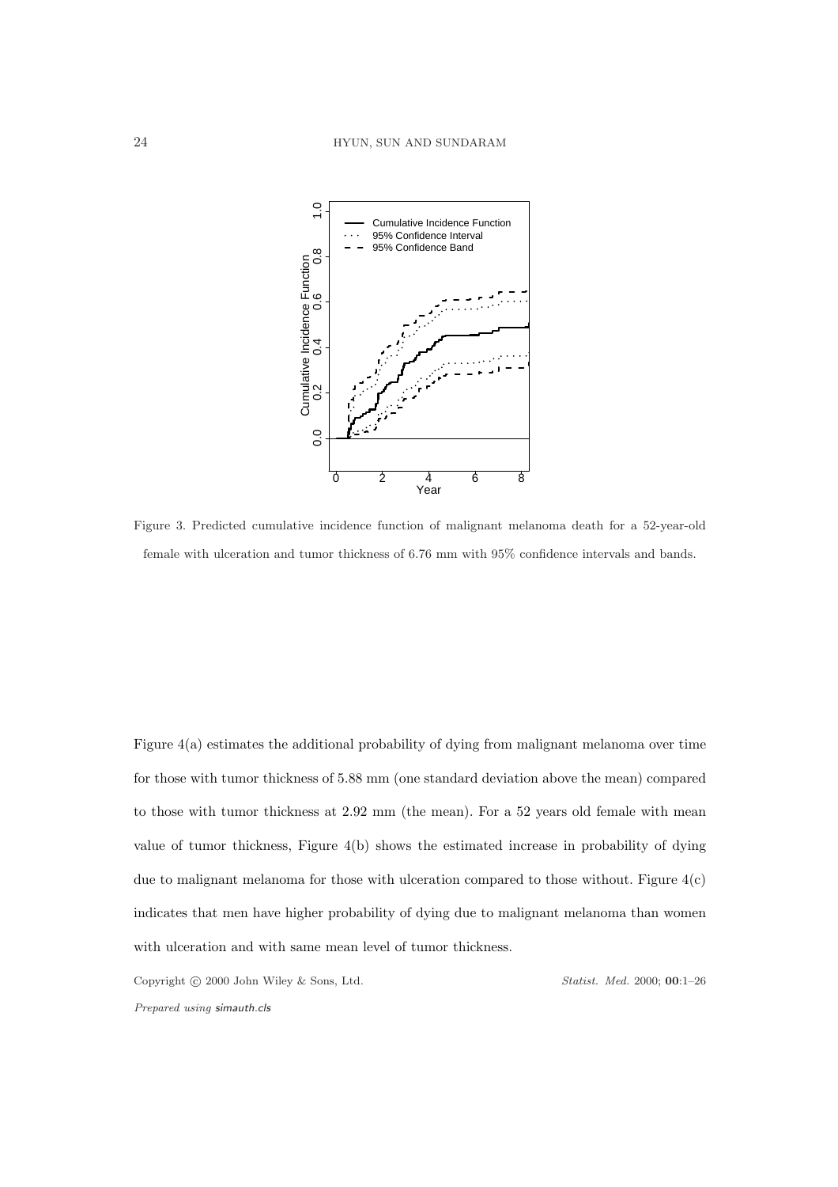Figure 3. Predicted cumulative incidence function of malignant melanoma death for a 52-year-old female with ulceration and tumor thickness of 6.76 mm with 95% confidence intervals and bands.

Figure 4(a) estimates the additional probability of dying from malignant melanoma over time for those with tumor thickness of 5.88 mm (one standard deviation above the mean) compared to those with tumor thickness at 2.92 mm (the mean). For a 52 years old female with mean value of tumor thickness, Figure 4(b) shows the estimated increase in probability of dying due to malignant melanoma for those with ulceration compared to those without. Figure 4(c) indicates that men have higher probability of dying due to malignant melanoma than women with ulceration and with same mean level of tumor thickness.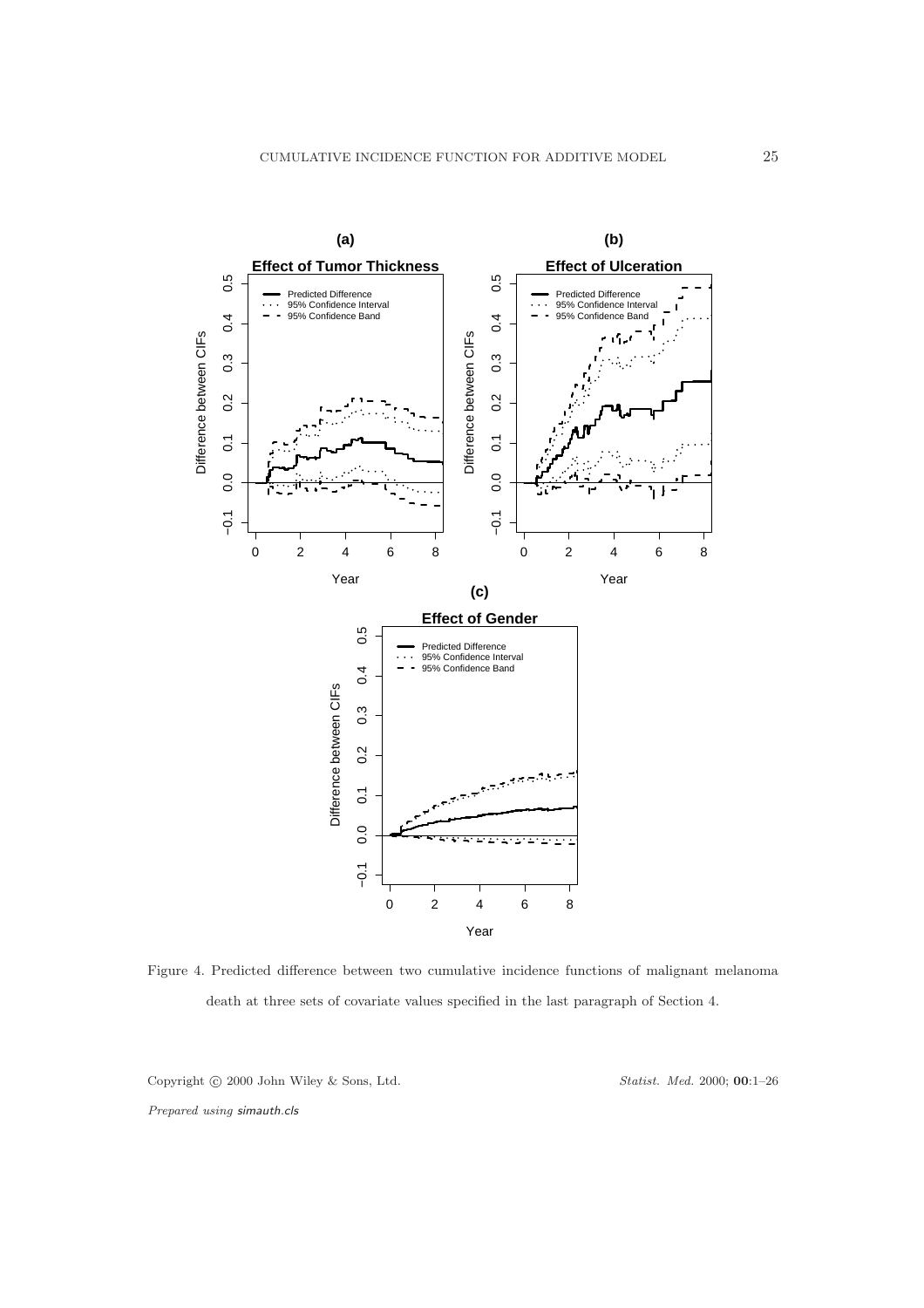Figure 4. Predicted difference between two cumulative incidence functions of malignant melanoma death at three sets of covariate values specified in the last paragraph of Section 4.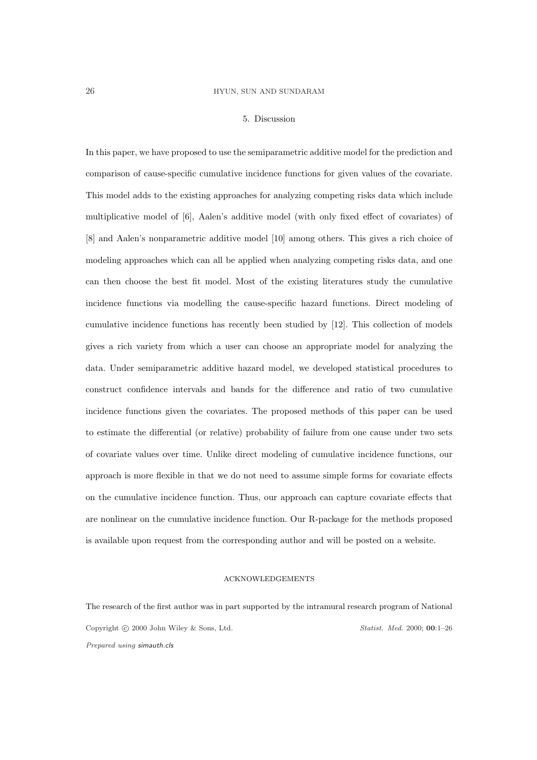## 5. Discussion

In this paper, we have proposed to use the semiparametric additive model for the prediction and comparison of cause-specific cumulative incidence functions for given values of the covariate. This model adds to the existing approaches for analyzing competing risks data which include multiplicative model of [6], Aalen's additive model (with only fixed effect of covariates) of [8] and Aalen's nonparametric additive model [10] among others. This gives a rich choice of modeling approaches which can all be applied when analyzing competing risks data, and one can then choose the best fit model. Most of the existing literatures study the cumulative incidence functions via modelling the cause-specific hazard functions. Direct modeling of cumulative incidence functions has recently been studied by [12]. This collection of models gives a rich variety from which a user can choose an appropriate model for analyzing the data. Under semiparametric additive hazard model, we developed statistical procedures to construct confidence intervals and bands for the difference and ratio of two cumulative incidence functions given the covariates. The proposed methods of this paper can be used to estimate the differential (or relative) probability of failure from one cause under two sets of covariate values over time. Unlike direct modeling of cumulative incidence functions, our approach is more flexible in that we do not need to assume simple forms for covariate effects on the cumulative incidence function. Thus, our approach can capture covariate effects that are nonlinear on the cumulative incidence function. Our R-package for the methods proposed is available upon request from the corresponding author and will be posted on a website.

### ACKNOWLEDGEMENTS

The research of the first author was in part supported by the intramural research program of National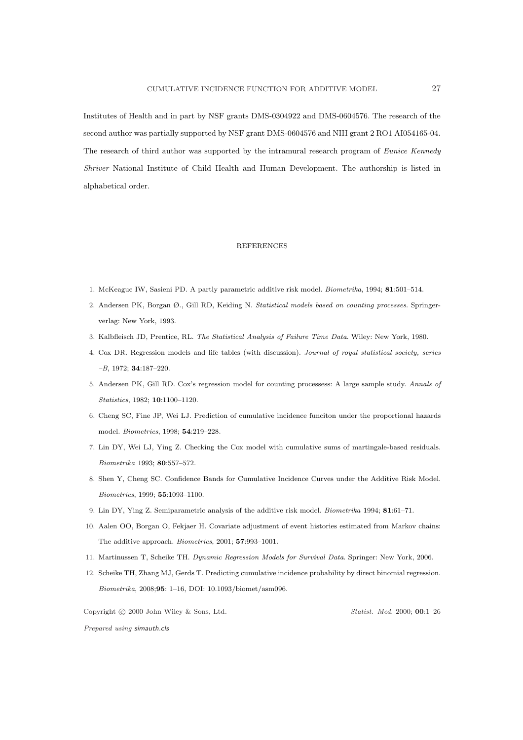Institutes of Health and in part by NSF grants DMS-0304922 and DMS-0604576. The research of the second author was partially supported by NSF grant DMS-0604576 and NIH grant 2 RO1 AI054165-04. The research of third author was supported by the intramural research program of *Eunice Kennedy Shriver* National Institute of Child Health and Human Development. The authorship is listed in alphabetical order.

## REFERENCES

1. McKeague IW, Sasieni PD. A partly parametric additive risk model. *Biometrika*, 1994; **81**:501–514.
2. Andersen PK, Borgan Ø., Gill RD, Keiding N. *Statistical models based on counting processes*. Springer-verlag: New York, 1993.
3. Kalbfleisch JD, Prentice, RL. *The Statistical Analysis of Failure Time Data*. Wiley: New York, 1980.
4. Cox DR. Regression models and life tables (with discussion). *Journal of royal statistical society, series –B*, 1972; **34**:187–220.
5. Andersen PK, Gill RD. Cox's regression model for counting processess: A large sample study. *Annals of Statistics*, 1982; **10**:1100–1120.
6. Cheng SC, Fine JP, Wei LJ. Prediction of cumulative incidence funciton under the proportional hazards model. *Biometrics*, 1998; **54**:219–228.
7. Lin DY, Wei LJ, Ying Z. Checking the Cox model with cumulative sums of martingale-based residuals. *Biometrika* 1993; **80**:557–572.
8. Shen Y, Cheng SC. Confidence Bands for Cumulative Incidence Curves under the Additive Risk Model. *Biometrics*, 1999; **55**:1093–1100.
9. Lin DY, Ying Z. Semiparametric analysis of the additive risk model. *Biometrika* 1994; **81**:61–71.
10. Aalen OO, Borgan O, Fekjaer H. Covariate adjustment of event histories estimated from Markov chains: The additive approach. *Biometrics*, 2001; **57**:993–1001.
11. Martinussen T, Scheike TH. *Dynamic Regression Models for Survival Data*. Springer: New York, 2006.
12. Scheike TH, Zhang MJ, Gerds T. Predicting cumulative incidence probability by direct binomial regression. *Biometrika*, 2008;**95**: 1–16, DOI: 10.1093/biomet/asm096.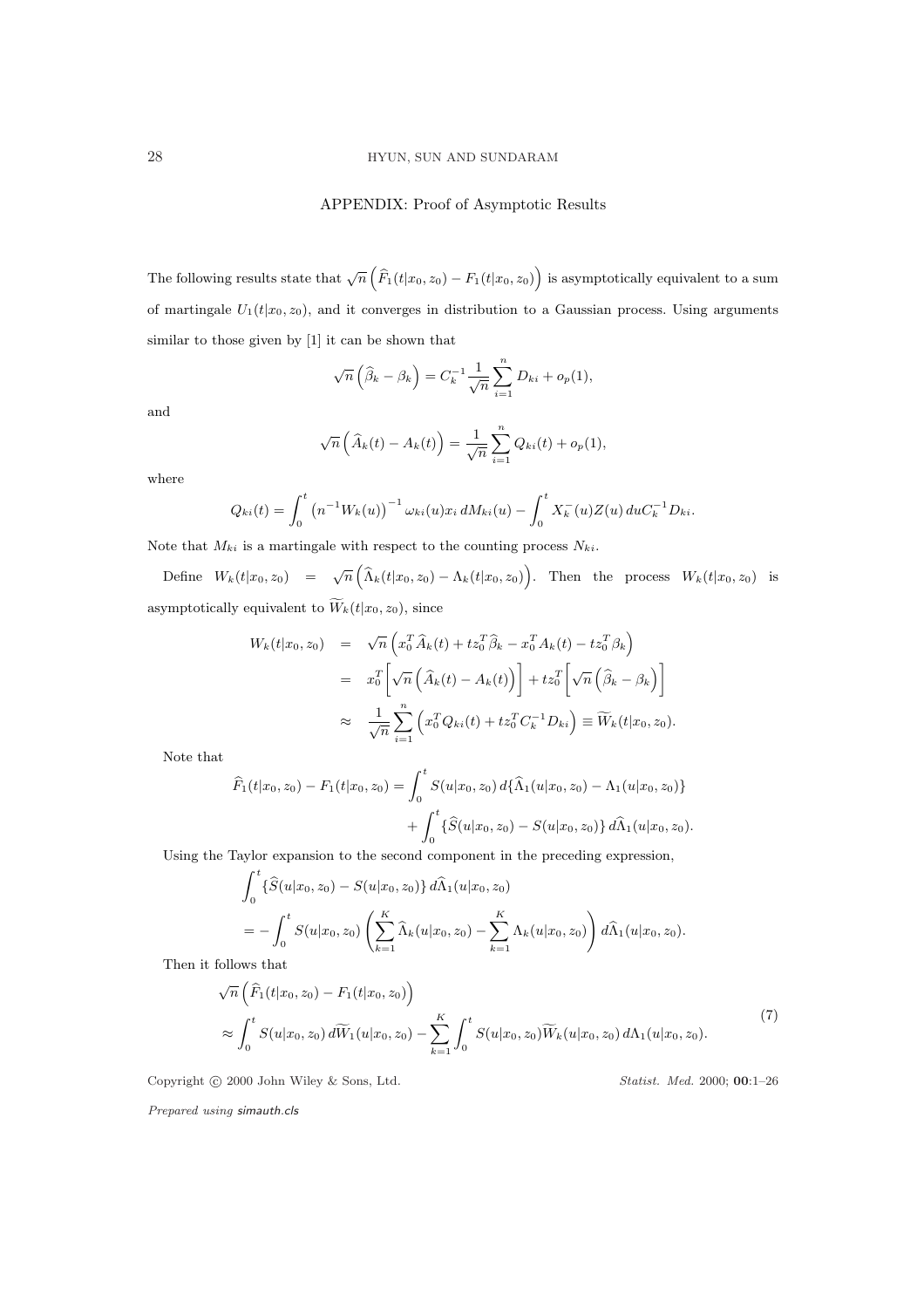## APPENDIX: Proof of Asymptotic Results

The following results state that $\sqrt{n}\left(\widehat{F}_1(t|x_0,z_0) - F_1(t|x_0,z_0)\right)$ is asymptotically equivalent to a sum of martingale $U_1(t|x_0,z_0)$, and it converges in distribution to a Gaussian process. Using arguments similar to those given by [1] it can be shown that

$$\sqrt{n}\left(\widehat{\beta}_k - \beta_k\right) = C_k^{-1}\frac{1}{\sqrt{n}}\sum_{i=1}^{n} D_{ki} + o_p(1),$$

and

$$\sqrt{n}\left(\widehat{A}_k(t) - A_k(t)\right) = \frac{1}{\sqrt{n}}\sum_{i=1}^{n} Q_{ki}(t) + o_p(1),$$

where

$$Q_{ki}(t) = \int_0^t \left(n^{-1}W_k(u)\right)^{-1}\omega_{ki}(u)x_i\, dM_{ki}(u) - \int_0^t X_k^{-}(u)Z(u)\, du C_k^{-1}D_{ki}.$$

Note that $M_{ki}$ is a martingale with respect to the counting process $N_{ki}$.

Define $W_k(t|x_0,z_0) = \sqrt{n}\left(\widehat{\Lambda}_k(t|x_0,z_0) - \Lambda_k(t|x_0,z_0)\right)$. Then the process $W_k(t|x_0,z_0)$ is asymptotically equivalent to $\widetilde{W}_k(t|x_0,z_0)$, since

$$\begin{aligned}
W_k(t|x_0,z_0) &= \sqrt{n}\left(x_0^T\widehat{A}_k(t) + tz_0^T\widehat{\beta}_k - x_0^T A_k(t) - tz_0^T\beta_k\right) \\
&= x_0^T\left[\sqrt{n}\left(\widehat{A}_k(t) - A_k(t)\right)\right] + tz_0^T\left[\sqrt{n}\left(\widehat{\beta}_k - \beta_k\right)\right] \\
&\approx \frac{1}{\sqrt{n}}\sum_{i=1}^{n}\left(x_0^T Q_{ki}(t) + tz_0^T C_k^{-1}D_{ki}\right) \equiv \widetilde{W}_k(t|x_0,z_0).
\end{aligned}$$

Note that

$$\begin{aligned}
\widehat{F}_1(t|x_0,z_0) - F_1(t|x_0,z_0) = &\int_0^t S(u|x_0,z_0)\, d\{\widehat{\Lambda}_1(u|x_0,z_0) - \Lambda_1(u|x_0,z_0)\} \\
&+ \int_0^t \{\widehat{S}(u|x_0,z_0) - S(u|x_0,z_0)\}\, d\widehat{\Lambda}_1(u|x_0,z_0).
\end{aligned}$$

Using the Taylor expansion to the second component in the preceding expression,

$$\begin{aligned}
&\int_0^t \{\widehat{S}(u|x_0,z_0) - S(u|x_0,z_0)\}\, d\widehat{\Lambda}_1(u|x_0,z_0) \\
&= -\int_0^t S(u|x_0,z_0)\left(\sum_{k=1}^{K}\widehat{\Lambda}_k(u|x_0,z_0) - \sum_{k=1}^{K}\Lambda_k(u|x_0,z_0)\right) d\widehat{\Lambda}_1(u|x_0,z_0).
\end{aligned}$$

Then it follows that

$$\begin{aligned}
&\sqrt{n}\left(\widehat{F}_1(t|x_0,z_0) - F_1(t|x_0,z_0)\right) \\
&\approx \int_0^t S(u|x_0,z_0)\, d\widetilde{W}_1(u|x_0,z_0) - \sum_{k=1}^{K}\int_0^t S(u|x_0,z_0)\widetilde{W}_k(u|x_0,z_0)\, d\Lambda_1(u|x_0,z_0).
\end{aligned} \tag{7}$$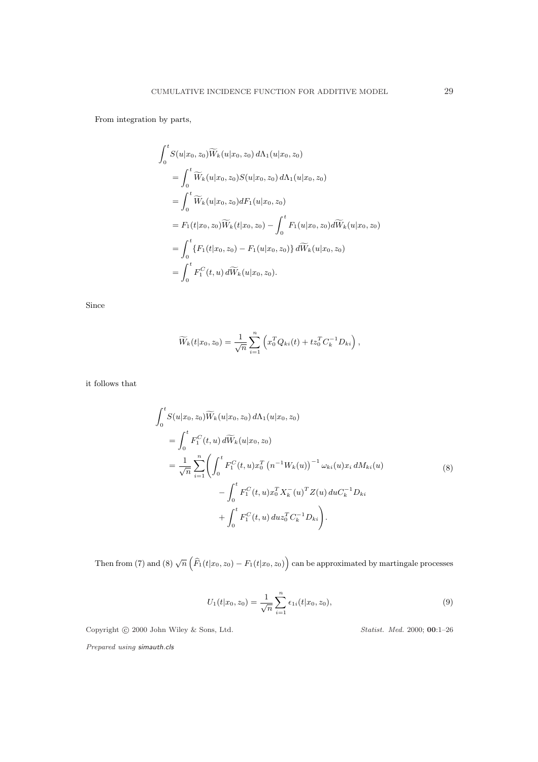From integration by parts,

$$
\begin{aligned}
\int_0^t & S(u|x_0, z_0)\widetilde{W}_k(u|x_0, z_0)\, d\Lambda_1(u|x_0, z_0) \\
&= \int_0^t \widetilde{W}_k(u|x_0, z_0) S(u|x_0, z_0)\, d\Lambda_1(u|x_0, z_0) \\
&= \int_0^t \widetilde{W}_k(u|x_0, z_0) dF_1(u|x_0, z_0) \\
&= F_1(t|x_0, z_0)\widetilde{W}_k(t|x_0, z_0) - \int_0^t F_1(u|x_0, z_0) d\widetilde{W}_k(u|x_0, z_0) \\
&= \int_0^t \left\{F_1(t|x_0, z_0) - F_1(u|x_0, z_0)\right\} d\widetilde{W}_k(u|x_0, z_0) \\
&= \int_0^t F_1^C(t, u)\, d\widetilde{W}_k(u|x_0, z_0).
\end{aligned}
$$

Since

$$
\widetilde{W}_k(t|x_0, z_0) = \frac{1}{\sqrt{n}} \sum_{i=1}^n \left( x_0^T Q_{ki}(t) + t z_0^T C_k^{-1} D_{ki} \right),
$$

it follows that

$$
\begin{aligned}
\int_0^t & S(u|x_0, z_0)\widetilde{W}_k(u|x_0, z_0)\, d\Lambda_1(u|x_0, z_0) \\
&= \int_0^t F_1^C(t, u)\, d\widetilde{W}_k(u|x_0, z_0) \\
&= \frac{1}{\sqrt{n}} \sum_{i=1}^n \Bigg( \int_0^t F_1^C(t, u) x_0^T \left(n^{-1} W_k(u)\right)^{-1} \omega_{ki}(u) x_i\, dM_{ki}(u) \\
&\qquad\qquad - \int_0^t F_1^C(t, u) x_0^T X_k^-(u)^T Z(u)\, du C_k^{-1} D_{ki} \\
&\qquad\qquad + \int_0^t F_1^C(t, u)\, du z_0^T C_k^{-1} D_{ki} \Bigg).
\end{aligned}
\tag{8}
$$

Then from (7) and (8) $\sqrt{n}\left(\widehat{F}_1(t|x_0, z_0) - F_1(t|x_0, z_0)\right)$ can be approximated by martingale processes

$$
U_1(t|x_0, z_0) = \frac{1}{\sqrt{n}} \sum_{i=1}^n \epsilon_{1i}(t|x_0, z_0), \tag{9}
$$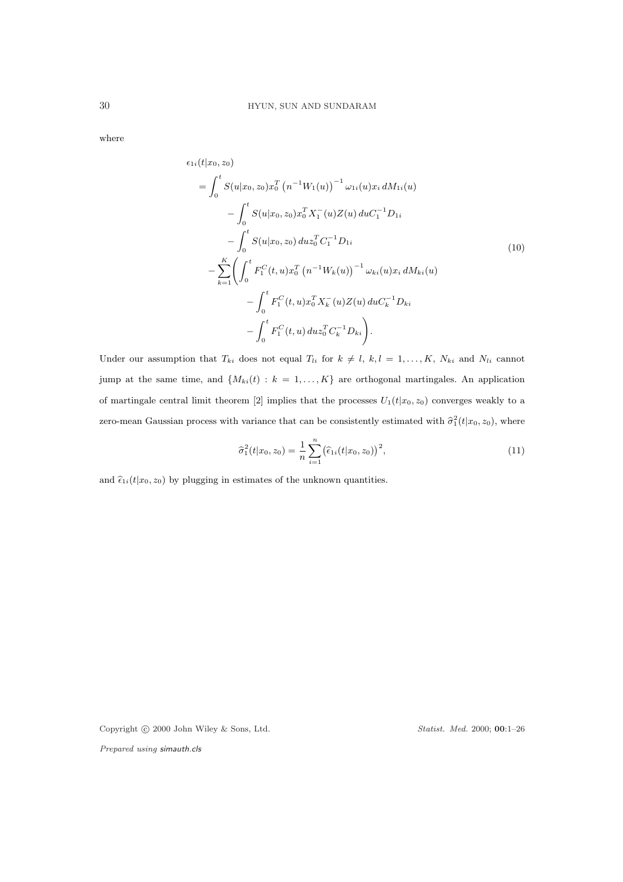where

$$
\begin{aligned}
&\epsilon_{1i}(t|x_0, z_0) \\
&= \int_0^t S(u|x_0, z_0) x_0^T \left(n^{-1} W_1(u)\right)^{-1} \omega_{1i}(u) x_i \, dM_{1i}(u) \\
&\qquad - \int_0^t S(u|x_0, z_0) x_0^T X_1^-(u) Z(u) \, du C_1^{-1} D_{1i} \\
&\qquad - \int_0^t S(u|x_0, z_0) \, du z_0^T C_1^{-1} D_{1i} \\
&\quad - \sum_{k=1}^K \Bigg( \int_0^t F_1^C(t, u) x_0^T \left(n^{-1} W_k(u)\right)^{-1} \omega_{ki}(u) x_i \, dM_{ki}(u) \\
&\qquad\qquad - \int_0^t F_1^C(t, u) x_0^T X_k^-(u) Z(u) \, du C_k^{-1} D_{ki} \\
&\qquad\qquad - \int_0^t F_1^C(t, u) \, du z_0^T C_k^{-1} D_{ki} \Bigg).
\end{aligned}
\tag{10}
$$

Under our assumption that $T_{ki}$ does not equal $T_{li}$ for $k \neq l$, $k, l = 1, \ldots, K$, $N_{ki}$ and $N_{li}$ cannot jump at the same time, and $\{M_{ki}(t) : k = 1, \ldots, K\}$ are orthogonal martingales. An application of martingale central limit theorem [2] implies that the processes $U_1(t|x_0, z_0)$ converges weakly to a zero-mean Gaussian process with variance that can be consistently estimated with $\widehat{\sigma}_1^2(t|x_0, z_0)$, where

$$
\widehat{\sigma}_1^2(t|x_0, z_0) = \frac{1}{n} \sum_{i=1}^n \left(\widehat{\epsilon}_{1i}(t|x_0, z_0)\right)^2,
\tag{11}
$$

and $\widehat{\epsilon}_{1i}(t|x_0, z_0)$ by plugging in estimates of the unknown quantities.